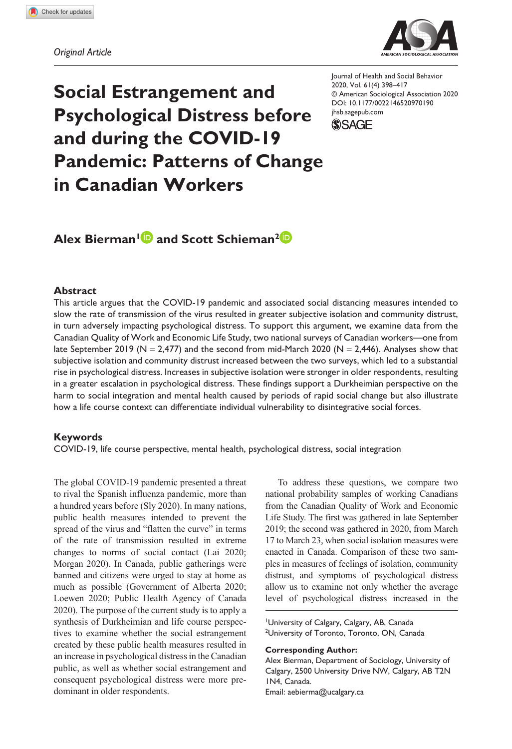*Original Article*

# Social Estrangement and Psychological Distress before and during the COVID-19 Pandemic: Patterns of Change in Canadian Workers

Journal of Health and Social Behavior
2020, Vol. 61(4) 398–417
© American Sociological Association 2020
DOI: 10.1177/0022146520970190
jhsb.sagepub.com

**Alex Bierman[1] and Scott Schieman[2]**

## Abstract

This article argues that the COVID-19 pandemic and associated social distancing measures intended to slow the rate of transmission of the virus resulted in greater subjective isolation and community distrust, in turn adversely impacting psychological distress. To support this argument, we examine data from the Canadian Quality of Work and Economic Life Study, two national surveys of Canadian workers—one from late September 2019 (N = 2,477) and the second from mid-March 2020 (N = 2,446). Analyses show that subjective isolation and community distrust increased between the two surveys, which led to a substantial rise in psychological distress. Increases in subjective isolation were stronger in older respondents, resulting in a greater escalation in psychological distress. These findings support a Durkheimian perspective on the harm to social integration and mental health caused by periods of rapid social change but also illustrate how a life course context can differentiate individual vulnerability to disintegrative social forces.

## Keywords

COVID-19, life course perspective, mental health, psychological distress, social integration

The global COVID-19 pandemic presented a threat to rival the Spanish influenza pandemic, more than a hundred years before (Sly 2020). In many nations, public health measures intended to prevent the spread of the virus and "flatten the curve" in terms of the rate of transmission resulted in extreme changes to norms of social contact (Lai 2020; Morgan 2020). In Canada, public gatherings were banned and citizens were urged to stay at home as much as possible (Government of Alberta 2020; Loewen 2020; Public Health Agency of Canada 2020). The purpose of the current study is to apply a synthesis of Durkheimian and life course perspectives to examine whether the social estrangement created by these public health measures resulted in an increase in psychological distress in the Canadian public, as well as whether social estrangement and consequent psychological distress were more predominant in older respondents.

To address these questions, we compare two national probability samples of working Canadians from the Canadian Quality of Work and Economic Life Study. The first was gathered in late September 2019; the second was gathered in 2020, from March 17 to March 23, when social isolation measures were enacted in Canada. Comparison of these two samples in measures of feelings of isolation, community distrust, and symptoms of psychological distress allow us to examine not only whether the average level of psychological distress increased in the

[1]University of Calgary, Calgary, AB, Canada
[2]University of Toronto, Toronto, ON, Canada

**Corresponding Author:**
Alex Bierman, Department of Sociology, University of Calgary, 2500 University Drive NW, Calgary, AB T2N 1N4, Canada.
Email: aebierma@ucalgary.ca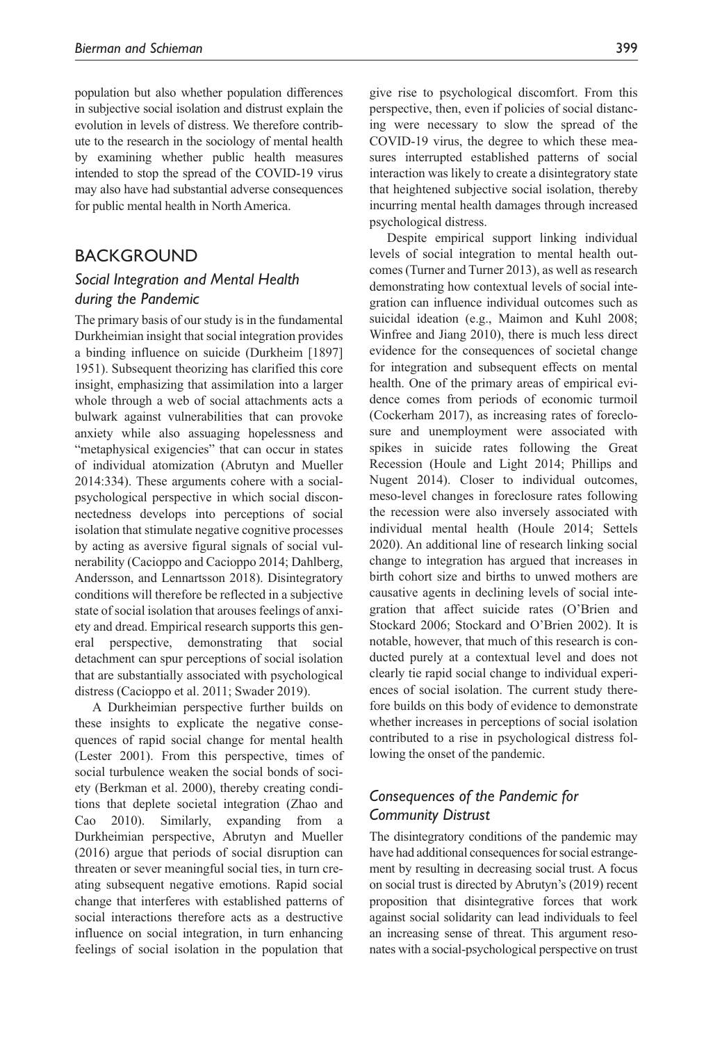population but also whether population differences in subjective social isolation and distrust explain the evolution in levels of distress. We therefore contribute to the research in the sociology of mental health by examining whether public health measures intended to stop the spread of the COVID-19 virus may also have had substantial adverse consequences for public mental health in North America.

## BACKGROUND

### *Social Integration and Mental Health during the Pandemic*

The primary basis of our study is in the fundamental Durkheimian insight that social integration provides a binding influence on suicide (Durkheim [1897] 1951). Subsequent theorizing has clarified this core insight, emphasizing that assimilation into a larger whole through a web of social attachments acts a bulwark against vulnerabilities that can provoke anxiety while also assuaging hopelessness and "metaphysical exigencies" that can occur in states of individual atomization (Abrutyn and Mueller 2014:334). These arguments cohere with a social-psychological perspective in which social disconnectedness develops into perceptions of social isolation that stimulate negative cognitive processes by acting as aversive figural signals of social vulnerability (Cacioppo and Cacioppo 2014; Dahlberg, Andersson, and Lennartsson 2018). Disintegratory conditions will therefore be reflected in a subjective state of social isolation that arouses feelings of anxiety and dread. Empirical research supports this general perspective, demonstrating that social detachment can spur perceptions of social isolation that are substantially associated with psychological distress (Cacioppo et al. 2011; Swader 2019).

A Durkheimian perspective further builds on these insights to explicate the negative consequences of rapid social change for mental health (Lester 2001). From this perspective, times of social turbulence weaken the social bonds of society (Berkman et al. 2000), thereby creating conditions that deplete societal integration (Zhao and Cao 2010). Similarly, expanding from a Durkheimian perspective, Abrutyn and Mueller (2016) argue that periods of social disruption can threaten or sever meaningful social ties, in turn creating subsequent negative emotions. Rapid social change that interferes with established patterns of social interactions therefore acts as a destructive influence on social integration, in turn enhancing feelings of social isolation in the population that give rise to psychological discomfort. From this perspective, then, even if policies of social distancing were necessary to slow the spread of the COVID-19 virus, the degree to which these measures interrupted established patterns of social interaction was likely to create a disintegratory state that heightened subjective social isolation, thereby incurring mental health damages through increased psychological distress.

Despite empirical support linking individual levels of social integration to mental health outcomes (Turner and Turner 2013), as well as research demonstrating how contextual levels of social integration can influence individual outcomes such as suicidal ideation (e.g., Maimon and Kuhl 2008; Winfree and Jiang 2010), there is much less direct evidence for the consequences of societal change for integration and subsequent effects on mental health. One of the primary areas of empirical evidence comes from periods of economic turmoil (Cockerham 2017), as increasing rates of foreclosure and unemployment were associated with spikes in suicide rates following the Great Recession (Houle and Light 2014; Phillips and Nugent 2014). Closer to individual outcomes, meso-level changes in foreclosure rates following the recession were also inversely associated with individual mental health (Houle 2014; Settels 2020). An additional line of research linking social change to integration has argued that increases in birth cohort size and births to unwed mothers are causative agents in declining levels of social integration that affect suicide rates (O'Brien and Stockard 2006; Stockard and O'Brien 2002). It is notable, however, that much of this research is conducted purely at a contextual level and does not clearly tie rapid social change to individual experiences of social isolation. The current study therefore builds on this body of evidence to demonstrate whether increases in perceptions of social isolation contributed to a rise in psychological distress following the onset of the pandemic.

### *Consequences of the Pandemic for Community Distrust*

The disintegratory conditions of the pandemic may have had additional consequences for social estrangement by resulting in decreasing social trust. A focus on social trust is directed by Abrutyn's (2019) recent proposition that disintegrative forces that work against social solidarity can lead individuals to feel an increasing sense of threat. This argument resonates with a social-psychological perspective on trust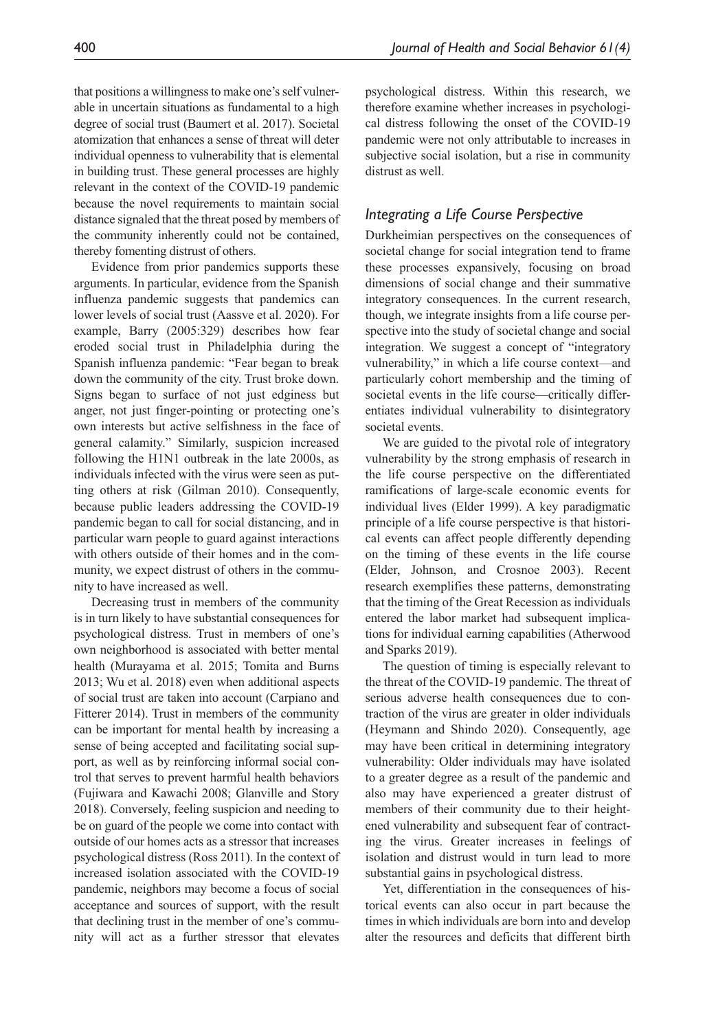that positions a willingness to make one's self vulnerable in uncertain situations as fundamental to a high degree of social trust (Baumert et al. 2017). Societal atomization that enhances a sense of threat will deter individual openness to vulnerability that is elemental in building trust. These general processes are highly relevant in the context of the COVID-19 pandemic because the novel requirements to maintain social distance signaled that the threat posed by members of the community inherently could not be contained, thereby fomenting distrust of others.

Evidence from prior pandemics supports these arguments. In particular, evidence from the Spanish influenza pandemic suggests that pandemics can lower levels of social trust (Aassve et al. 2020). For example, Barry (2005:329) describes how fear eroded social trust in Philadelphia during the Spanish influenza pandemic: "Fear began to break down the community of the city. Trust broke down. Signs began to surface of not just edginess but anger, not just finger-pointing or protecting one's own interests but active selfishness in the face of general calamity." Similarly, suspicion increased following the H1N1 outbreak in the late 2000s, as individuals infected with the virus were seen as putting others at risk (Gilman 2010). Consequently, because public leaders addressing the COVID-19 pandemic began to call for social distancing, and in particular warn people to guard against interactions with others outside of their homes and in the community, we expect distrust of others in the community to have increased as well.

Decreasing trust in members of the community is in turn likely to have substantial consequences for psychological distress. Trust in members of one's own neighborhood is associated with better mental health (Murayama et al. 2015; Tomita and Burns 2013; Wu et al. 2018) even when additional aspects of social trust are taken into account (Carpiano and Fitterer 2014). Trust in members of the community can be important for mental health by increasing a sense of being accepted and facilitating social support, as well as by reinforcing informal social control that serves to prevent harmful health behaviors (Fujiwara and Kawachi 2008; Glanville and Story 2018). Conversely, feeling suspicion and needing to be on guard of the people we come into contact with outside of our homes acts as a stressor that increases psychological distress (Ross 2011). In the context of increased isolation associated with the COVID-19 pandemic, neighbors may become a focus of social acceptance and sources of support, with the result that declining trust in the member of one's community will act as a further stressor that elevates psychological distress. Within this research, we therefore examine whether increases in psychological distress following the onset of the COVID-19 pandemic were not only attributable to increases in subjective social isolation, but a rise in community distrust as well.

## *Integrating a Life Course Perspective*

Durkheimian perspectives on the consequences of societal change for social integration tend to frame these processes expansively, focusing on broad dimensions of social change and their summative integratory consequences. In the current research, though, we integrate insights from a life course perspective into the study of societal change and social integration. We suggest a concept of "integratory vulnerability," in which a life course context—and particularly cohort membership and the timing of societal events in the life course—critically differentiates individual vulnerability to disintegratory societal events.

We are guided to the pivotal role of integratory vulnerability by the strong emphasis of research in the life course perspective on the differentiated ramifications of large-scale economic events for individual lives (Elder 1999). A key paradigmatic principle of a life course perspective is that historical events can affect people differently depending on the timing of these events in the life course (Elder, Johnson, and Crosnoe 2003). Recent research exemplifies these patterns, demonstrating that the timing of the Great Recession as individuals entered the labor market had subsequent implications for individual earning capabilities (Atherwood and Sparks 2019).

The question of timing is especially relevant to the threat of the COVID-19 pandemic. The threat of serious adverse health consequences due to contraction of the virus are greater in older individuals (Heymann and Shindo 2020). Consequently, age may have been critical in determining integratory vulnerability: Older individuals may have isolated to a greater degree as a result of the pandemic and also may have experienced a greater distrust of members of their community due to their heightened vulnerability and subsequent fear of contracting the virus. Greater increases in feelings of isolation and distrust would in turn lead to more substantial gains in psychological distress.

Yet, differentiation in the consequences of historical events can also occur in part because the times in which individuals are born into and develop alter the resources and deficits that different birth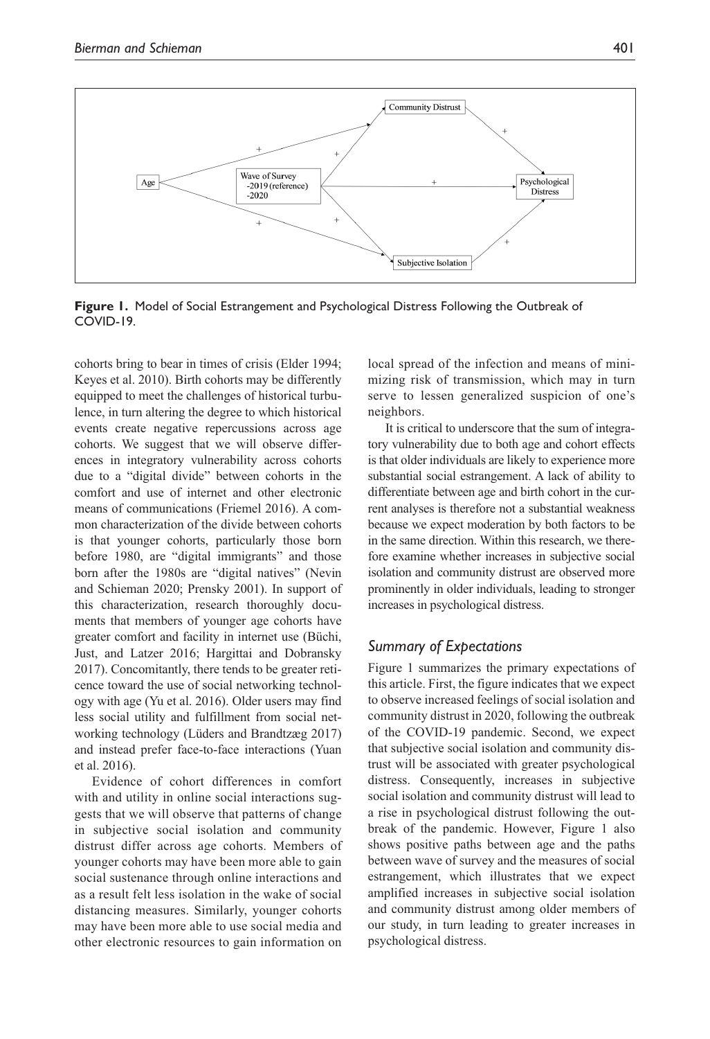Community Distrust

Age

Wave of Survey
-2019 (reference)
-2020

Psychological Distress

Subjective Isolation

+

+

+

+

+

+

+

**Figure 1.** Model of Social Estrangement and Psychological Distress Following the Outbreak of COVID-19.

cohorts bring to bear in times of crisis (Elder 1994; Keyes et al. 2010). Birth cohorts may be differently equipped to meet the challenges of historical turbulence, in turn altering the degree to which historical events create negative repercussions across age cohorts. We suggest that we will observe differences in integratory vulnerability across cohorts due to a "digital divide" between cohorts in the comfort and use of internet and other electronic means of communications (Friemel 2016). A common characterization of the divide between cohorts is that younger cohorts, particularly those born before 1980, are "digital immigrants" and those born after the 1980s are "digital natives" (Nevin and Schieman 2020; Prensky 2001). In support of this characterization, research thoroughly documents that members of younger age cohorts have greater comfort and facility in internet use (Büchi, Just, and Latzer 2016; Hargittai and Dobransky 2017). Concomitantly, there tends to be greater reticence toward the use of social networking technology with age (Yu et al. 2016). Older users may find less social utility and fulfillment from social networking technology (Lüders and Brandtzæg 2017) and instead prefer face-to-face interactions (Yuan et al. 2016).

Evidence of cohort differences in comfort with and utility in online social interactions suggests that we will observe that patterns of change in subjective social isolation and community distrust differ across age cohorts. Members of younger cohorts may have been more able to gain social sustenance through online interactions and as a result felt less isolation in the wake of social distancing measures. Similarly, younger cohorts may have been more able to use social media and other electronic resources to gain information on local spread of the infection and means of minimizing risk of transmission, which may in turn serve to lessen generalized suspicion of one's neighbors.

It is critical to underscore that the sum of integratory vulnerability due to both age and cohort effects is that older individuals are likely to experience more substantial social estrangement. A lack of ability to differentiate between age and birth cohort in the current analyses is therefore not a substantial weakness because we expect moderation by both factors to be in the same direction. Within this research, we therefore examine whether increases in subjective social isolation and community distrust are observed more prominently in older individuals, leading to stronger increases in psychological distress.

## *Summary of Expectations*

Figure 1 summarizes the primary expectations of this article. First, the figure indicates that we expect to observe increased feelings of social isolation and community distrust in 2020, following the outbreak of the COVID-19 pandemic. Second, we expect that subjective social isolation and community distrust will be associated with greater psychological distress. Consequently, increases in subjective social isolation and community distrust will lead to a rise in psychological distrust following the outbreak of the pandemic. However, Figure 1 also shows positive paths between age and the paths between wave of survey and the measures of social estrangement, which illustrates that we expect amplified increases in subjective social isolation and community distrust among older members of our study, in turn leading to greater increases in psychological distress.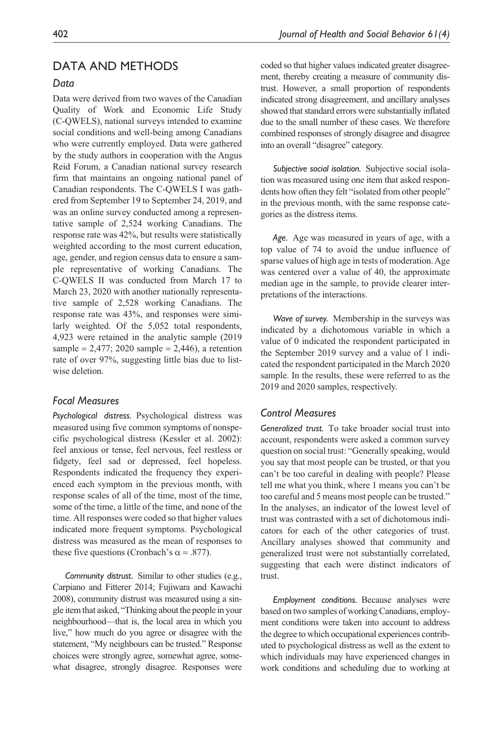## DATA AND METHODS

### Data

Data were derived from two waves of the Canadian Quality of Work and Economic Life Study (C-QWELS), national surveys intended to examine social conditions and well-being among Canadians who were currently employed. Data were gathered by the study authors in cooperation with the Angus Reid Forum, a Canadian national survey research firm that maintains an ongoing national panel of Canadian respondents. The C-QWELS I was gathered from September 19 to September 24, 2019, and was an online survey conducted among a representative sample of 2,524 working Canadians. The response rate was 42%, but results were statistically weighted according to the most current education, age, gender, and region census data to ensure a sample representative of working Canadians. The C-QWELS II was conducted from March 17 to March 23, 2020 with another nationally representative sample of 2,528 working Canadians. The response rate was 43%, and responses were similarly weighted. Of the 5,052 total respondents, 4,923 were retained in the analytic sample (2019 sample = 2,477; 2020 sample = 2,446), a retention rate of over 97%, suggesting little bias due to listwise deletion.

### Focal Measures

*Psychological distress.* Psychological distress was measured using five common symptoms of nonspecific psychological distress (Kessler et al. 2002): feel anxious or tense, feel nervous, feel restless or fidgety, feel sad or depressed, feel hopeless. Respondents indicated the frequency they experienced each symptom in the previous month, with response scales of all of the time, most of the time, some of the time, a little of the time, and none of the time. All responses were coded so that higher values indicated more frequent symptoms. Psychological distress was measured as the mean of responses to these five questions (Cronbach's $\alpha = .877$).

*Community distrust.* Similar to other studies (e.g., Carpiano and Fitterer 2014; Fujiwara and Kawachi 2008), community distrust was measured using a single item that asked, "Thinking about the people in your neighbourhood—that is, the local area in which you live," how much do you agree or disagree with the statement, "My neighbours can be trusted." Response choices were strongly agree, somewhat agree, somewhat disagree, strongly disagree. Responses were coded so that higher values indicated greater disagreement, thereby creating a measure of community distrust. However, a small proportion of respondents indicated strong disagreement, and ancillary analyses showed that standard errors were substantially inflated due to the small number of these cases. We therefore combined responses of strongly disagree and disagree into an overall "disagree" category.

*Subjective social isolation.* Subjective social isolation was measured using one item that asked respondents how often they felt "isolated from other people" in the previous month, with the same response categories as the distress items.

*Age.* Age was measured in years of age, with a top value of 74 to avoid the undue influence of sparse values of high age in tests of moderation. Age was centered over a value of 40, the approximate median age in the sample, to provide clearer interpretations of the interactions.

*Wave of survey.* Membership in the surveys was indicated by a dichotomous variable in which a value of 0 indicated the respondent participated in the September 2019 survey and a value of 1 indicated the respondent participated in the March 2020 sample. In the results, these were referred to as the 2019 and 2020 samples, respectively.

### Control Measures

*Generalized trust.* To take broader social trust into account, respondents were asked a common survey question on social trust: "Generally speaking, would you say that most people can be trusted, or that you can't be too careful in dealing with people? Please tell me what you think, where 1 means you can't be too careful and 5 means most people can be trusted." In the analyses, an indicator of the lowest level of trust was contrasted with a set of dichotomous indicators for each of the other categories of trust. Ancillary analyses showed that community and generalized trust were not substantially correlated, suggesting that each were distinct indicators of trust.

*Employment conditions.* Because analyses were based on two samples of working Canadians, employment conditions were taken into account to address the degree to which occupational experiences contributed to psychological distress as well as the extent to which individuals may have experienced changes in work conditions and scheduling due to working at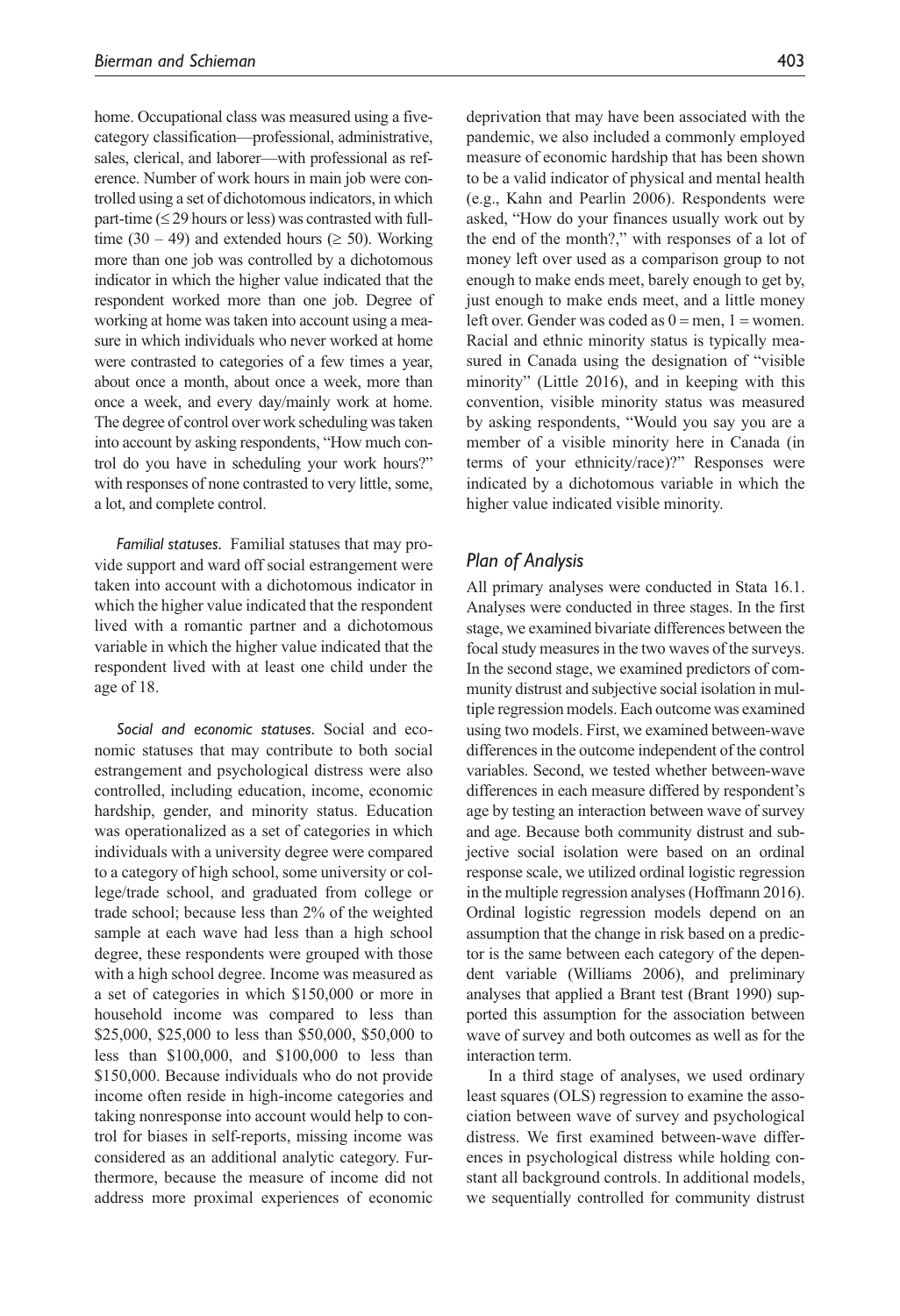home. Occupational class was measured using a five-category classification—professional, administrative, sales, clerical, and laborer—with professional as reference. Number of work hours in main job were controlled using a set of dichotomous indicators, in which part-time (≤ 29 hours or less) was contrasted with full-time (30 – 49) and extended hours (≥ 50). Working more than one job was controlled by a dichotomous indicator in which the higher value indicated that the respondent worked more than one job. Degree of working at home was taken into account using a measure in which individuals who never worked at home were contrasted to categories of a few times a year, about once a month, about once a week, more than once a week, and every day/mainly work at home. The degree of control over work scheduling was taken into account by asking respondents, "How much control do you have in scheduling your work hours?" with responses of none contrasted to very little, some, a lot, and complete control.

*Familial statuses.* Familial statuses that may provide support and ward off social estrangement were taken into account with a dichotomous indicator in which the higher value indicated that the respondent lived with a romantic partner and a dichotomous variable in which the higher value indicated that the respondent lived with at least one child under the age of 18.

*Social and economic statuses.* Social and economic statuses that may contribute to both social estrangement and psychological distress were also controlled, including education, income, economic hardship, gender, and minority status. Education was operationalized as a set of categories in which individuals with a university degree were compared to a category of high school, some university or college/trade school, and graduated from college or trade school; because less than 2% of the weighted sample at each wave had less than a high school degree, these respondents were grouped with those with a high school degree. Income was measured as a set of categories in which $150,000 or more in household income was compared to less than $25,000, $25,000 to less than $50,000, $50,000 to less than $100,000, and $100,000 to less than $150,000. Because individuals who do not provide income often reside in high-income categories and taking nonresponse into account would help to control for biases in self-reports, missing income was considered as an additional analytic category. Furthermore, because the measure of income did not address more proximal experiences of economic deprivation that may have been associated with the pandemic, we also included a commonly employed measure of economic hardship that has been shown to be a valid indicator of physical and mental health (e.g., Kahn and Pearlin 2006). Respondents were asked, "How do your finances usually work out by the end of the month?," with responses of a lot of money left over used as a comparison group to not enough to make ends meet, barely enough to get by, just enough to make ends meet, and a little money left over. Gender was coded as 0 = men, 1 = women. Racial and ethnic minority status is typically measured in Canada using the designation of "visible minority" (Little 2016), and in keeping with this convention, visible minority status was measured by asking respondents, "Would you say you are a member of a visible minority here in Canada (in terms of your ethnicity/race)?" Responses were indicated by a dichotomous variable in which the higher value indicated visible minority.

## Plan of Analysis

All primary analyses were conducted in Stata 16.1. Analyses were conducted in three stages. In the first stage, we examined bivariate differences between the focal study measures in the two waves of the surveys. In the second stage, we examined predictors of community distrust and subjective social isolation in multiple regression models. Each outcome was examined using two models. First, we examined between-wave differences in the outcome independent of the control variables. Second, we tested whether between-wave differences in each measure differed by respondent's age by testing an interaction between wave of survey and age. Because both community distrust and subjective social isolation were based on an ordinal response scale, we utilized ordinal logistic regression in the multiple regression analyses (Hoffmann 2016). Ordinal logistic regression models depend on an assumption that the change in risk based on a predictor is the same between each category of the dependent variable (Williams 2006), and preliminary analyses that applied a Brant test (Brant 1990) supported this assumption for the association between wave of survey and both outcomes as well as for the interaction term.

In a third stage of analyses, we used ordinary least squares (OLS) regression to examine the association between wave of survey and psychological distress. We first examined between-wave differences in psychological distress while holding constant all background controls. In additional models, we sequentially controlled for community distrust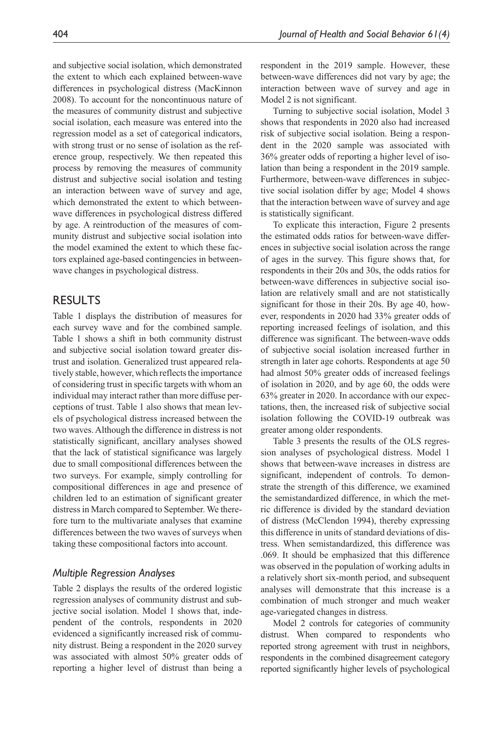and subjective social isolation, which demonstrated the extent to which each explained between-wave differences in psychological distress (MacKinnon 2008). To account for the noncontinuous nature of the measures of community distrust and subjective social isolation, each measure was entered into the regression model as a set of categorical indicators, with strong trust or no sense of isolation as the reference group, respectively. We then repeated this process by removing the measures of community distrust and subjective social isolation and testing an interaction between wave of survey and age, which demonstrated the extent to which between-wave differences in psychological distress differed by age. A reintroduction of the measures of community distrust and subjective social isolation into the model examined the extent to which these factors explained age-based contingencies in between-wave changes in psychological distress.

## RESULTS

Table 1 displays the distribution of measures for each survey wave and for the combined sample. Table 1 shows a shift in both community distrust and subjective social isolation toward greater distrust and isolation. Generalized trust appeared relatively stable, however, which reflects the importance of considering trust in specific targets with whom an individual may interact rather than more diffuse perceptions of trust. Table 1 also shows that mean levels of psychological distress increased between the two waves. Although the difference in distress is not statistically significant, ancillary analyses showed that the lack of statistical significance was largely due to small compositional differences between the two surveys. For example, simply controlling for compositional differences in age and presence of children led to an estimation of significant greater distress in March compared to September. We therefore turn to the multivariate analyses that examine differences between the two waves of surveys when taking these compositional factors into account.

### *Multiple Regression Analyses*

Table 2 displays the results of the ordered logistic regression analyses of community distrust and subjective social isolation. Model 1 shows that, independent of the controls, respondents in 2020 evidenced a significantly increased risk of community distrust. Being a respondent in the 2020 survey was associated with almost 50% greater odds of reporting a higher level of distrust than being a respondent in the 2019 sample. However, these between-wave differences did not vary by age; the interaction between wave of survey and age in Model 2 is not significant.

Turning to subjective social isolation, Model 3 shows that respondents in 2020 also had increased risk of subjective social isolation. Being a respondent in the 2020 sample was associated with 36% greater odds of reporting a higher level of isolation than being a respondent in the 2019 sample. Furthermore, between-wave differences in subjective social isolation differ by age; Model 4 shows that the interaction between wave of survey and age is statistically significant.

To explicate this interaction, Figure 2 presents the estimated odds ratios for between-wave differences in subjective social isolation across the range of ages in the survey. This figure shows that, for respondents in their 20s and 30s, the odds ratios for between-wave differences in subjective social isolation are relatively small and are not statistically significant for those in their 20s. By age 40, however, respondents in 2020 had 33% greater odds of reporting increased feelings of isolation, and this difference was significant. The between-wave odds of subjective social isolation increased further in strength in later age cohorts. Respondents at age 50 had almost 50% greater odds of increased feelings of isolation in 2020, and by age 60, the odds were 63% greater in 2020. In accordance with our expectations, then, the increased risk of subjective social isolation following the COVID-19 outbreak was greater among older respondents.

Table 3 presents the results of the OLS regression analyses of psychological distress. Model 1 shows that between-wave increases in distress are significant, independent of controls. To demonstrate the strength of this difference, we examined the semistandardized difference, in which the metric difference is divided by the standard deviation of distress (McClendon 1994), thereby expressing this difference in units of standard deviations of distress. When semistandardized, this difference was .069. It should be emphasized that this difference was observed in the population of working adults in a relatively short six-month period, and subsequent analyses will demonstrate that this increase is a combination of much stronger and much weaker age-variegated changes in distress.

Model 2 controls for categories of community distrust. When compared to respondents who reported strong agreement with trust in neighbors, respondents in the combined disagreement category reported significantly higher levels of psychological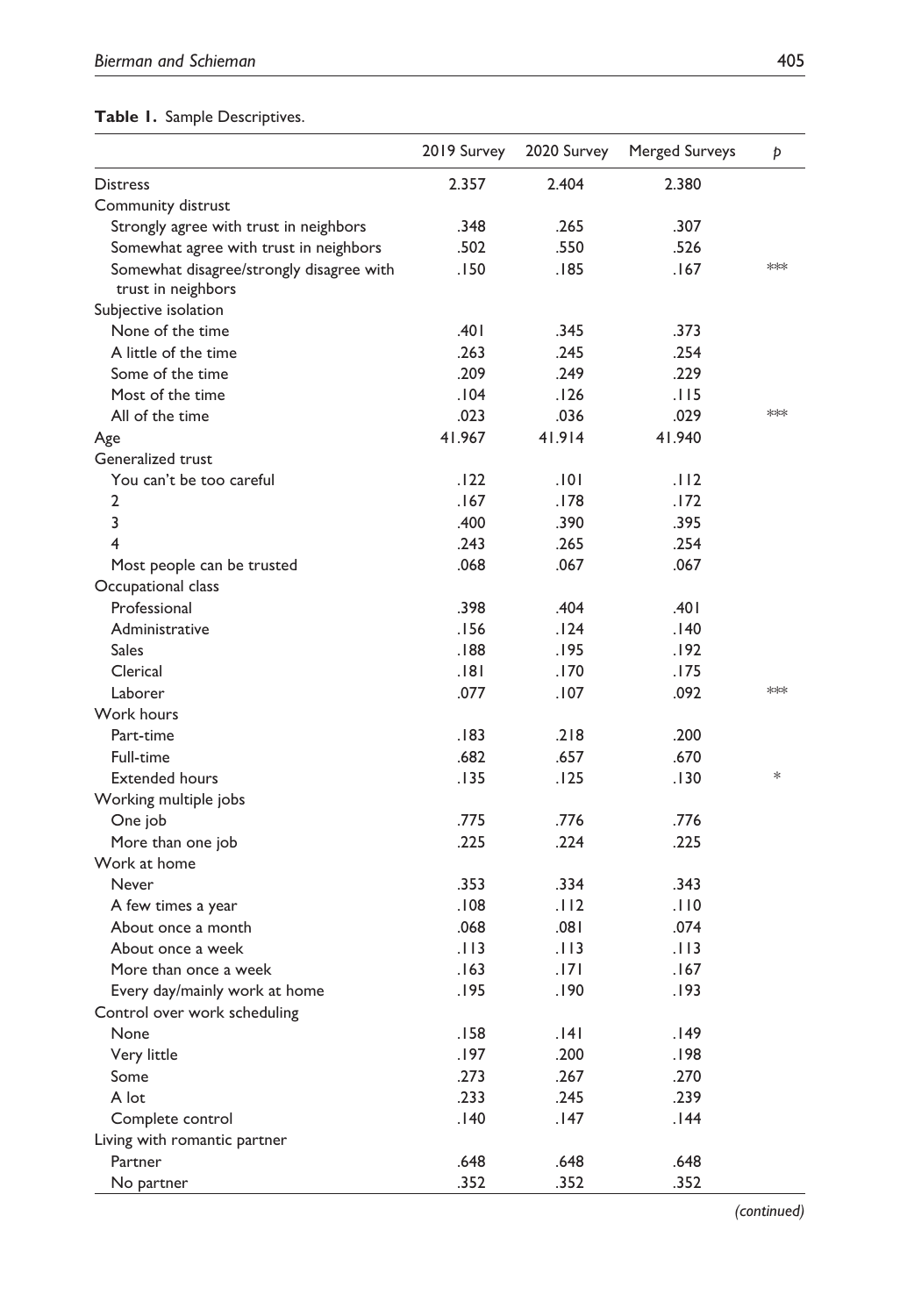**Table 1.** Sample Descriptives.

| | 2019 Survey | 2020 Survey | Merged Surveys | *p* |
|---|---|---|---|---|
| Distress | 2.357 | 2.404 | 2.380 | |
| Community distrust | | | | |
| Strongly agree with trust in neighbors | .348 | .265 | .307 | |
| Somewhat agree with trust in neighbors | .502 | .550 | .526 | |
| Somewhat disagree/strongly disagree with trust in neighbors | .150 | .185 | .167 | *** |
| Subjective isolation | | | | |
| None of the time | .401 | .345 | .373 | |
| A little of the time | .263 | .245 | .254 | |
| Some of the time | .209 | .249 | .229 | |
| Most of the time | .104 | .126 | .115 | |
| All of the time | .023 | .036 | .029 | *** |
| Age | 41.967 | 41.914 | 41.940 | |
| Generalized trust | | | | |
| You can't be too careful | .122 | .101 | .112 | |
| 2 | .167 | .178 | .172 | |
| 3 | .400 | .390 | .395 | |
| 4 | .243 | .265 | .254 | |
| Most people can be trusted | .068 | .067 | .067 | |
| Occupational class | | | | |
| Professional | .398 | .404 | .401 | |
| Administrative | .156 | .124 | .140 | |
| Sales | .188 | .195 | .192 | |
| Clerical | .181 | .170 | .175 | |
| Laborer | .077 | .107 | .092 | *** |
| Work hours | | | | |
| Part-time | .183 | .218 | .200 | |
| Full-time | .682 | .657 | .670 | |
| Extended hours | .135 | .125 | .130 | * |
| Working multiple jobs | | | | |
| One job | .775 | .776 | .776 | |
| More than one job | .225 | .224 | .225 | |
| Work at home | | | | |
| Never | .353 | .334 | .343 | |
| A few times a year | .108 | .112 | .110 | |
| About once a month | .068 | .081 | .074 | |
| About once a week | .113 | .113 | .113 | |
| More than once a week | .163 | .171 | .167 | |
| Every day/mainly work at home | .195 | .190 | .193 | |
| Control over work scheduling | | | | |
| None | .158 | .141 | .149 | |
| Very little | .197 | .200 | .198 | |
| Some | .273 | .267 | .270 | |
| A lot | .233 | .245 | .239 | |
| Complete control | .140 | .147 | .144 | |
| Living with romantic partner | | | | |
| Partner | .648 | .648 | .648 | |
| No partner | .352 | .352 | .352 | |

*(continued)*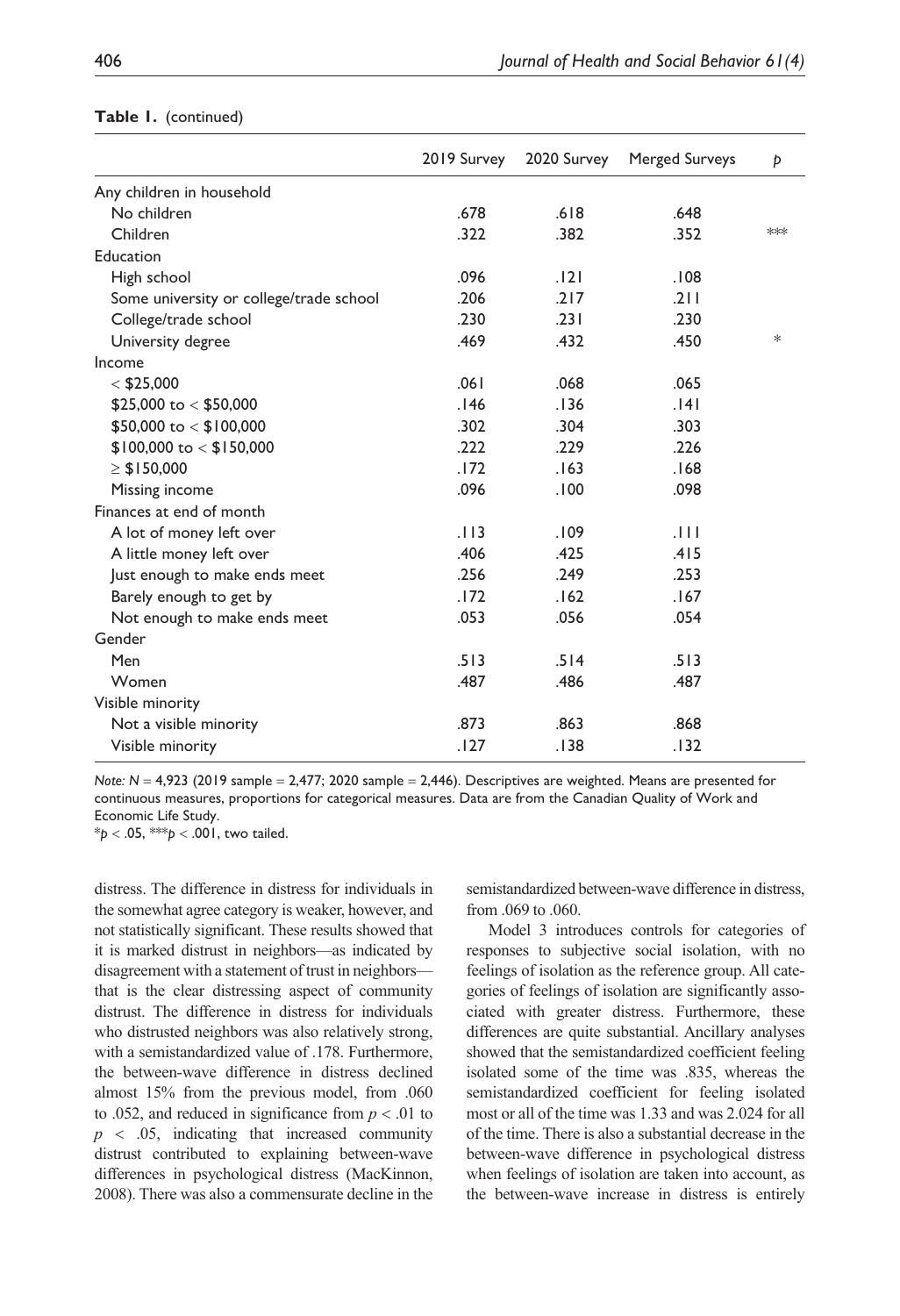**Table 1.** (continued)

| | 2019 Survey | 2020 Survey | Merged Surveys | *p* |
|---|---|---|---|---|
| Any children in household | | | | |
| No children | .678 | .618 | .648 | |
| Children | .322 | .382 | .352 | *** |
| Education | | | | |
| High school | .096 | .121 | .108 | |
| Some university or college/trade school | .206 | .217 | .211 | |
| College/trade school | .230 | .231 | .230 | |
| University degree | .469 | .432 | .450 | * |
| Income | | | | |
| < \$25,000 | .061 | .068 | .065 | |
| \$25,000 to < \$50,000 | .146 | .136 | .141 | |
| \$50,000 to < \$100,000 | .302 | .304 | .303 | |
| \$100,000 to < \$150,000 | .222 | .229 | .226 | |
| ≥ \$150,000 | .172 | .163 | .168 | |
| Missing income | .096 | .100 | .098 | |
| Finances at end of month | | | | |
| A lot of money left over | .113 | .109 | .111 | |
| A little money left over | .406 | .425 | .415 | |
| Just enough to make ends meet | .256 | .249 | .253 | |
| Barely enough to get by | .172 | .162 | .167 | |
| Not enough to make ends meet | .053 | .056 | .054 | |
| Gender | | | | |
| Men | .513 | .514 | .513 | |
| Women | .487 | .486 | .487 | |
| Visible minority | | | | |
| Not a visible minority | .873 | .863 | .868 | |
| Visible minority | .127 | .138 | .132 | |

*Note:* $N = 4{,}923$ (2019 sample = 2,477; 2020 sample = 2,446). Descriptives are weighted. Means are presented for continuous measures, proportions for categorical measures. Data are from the Canadian Quality of Work and Economic Life Study.
*$p < .05$, ***$p < .001$, two tailed.

distress. The difference in distress for individuals in the somewhat agree category is weaker, however, and not statistically significant. These results showed that it is marked distrust in neighbors—as indicated by disagreement with a statement of trust in neighbors—that is the clear distressing aspect of community distrust. The difference in distress for individuals who distrusted neighbors was also relatively strong, with a semistandardized value of .178. Furthermore, the between-wave difference in distress declined almost 15% from the previous model, from .060 to .052, and reduced in significance from $p < .01$ to $p < .05$, indicating that increased community distrust contributed to explaining between-wave differences in psychological distress (MacKinnon, 2008). There was also a commensurate decline in the semistandardized between-wave difference in distress, from .069 to .060.

Model 3 introduces controls for categories of responses to subjective social isolation, with no feelings of isolation as the reference group. All categories of feelings of isolation are significantly associated with greater distress. Furthermore, these differences are quite substantial. Ancillary analyses showed that the semistandardized coefficient feeling isolated some of the time was .835, whereas the semistandardized coefficient for feeling isolated most or all of the time was 1.33 and was 2.024 for all of the time. There is also a substantial decrease in the between-wave difference in psychological distress when feelings of isolation are taken into account, as the between-wave increase in distress is entirely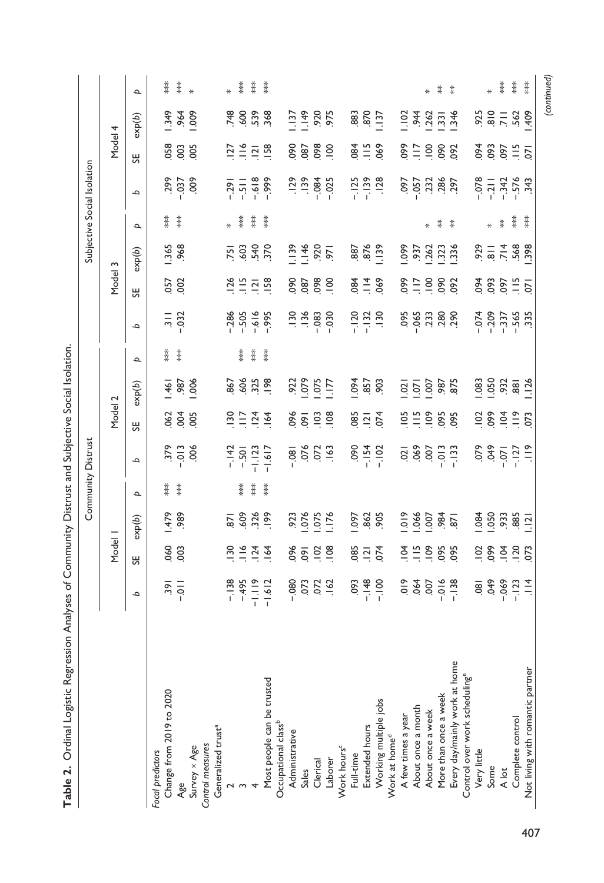**Table 2.** Ordinal Logistic Regression Analyses of Community Distrust and Subjective Social Isolation.

| | Community Distrust | | | | | | | | Subjective Social Isolation | | | | | | | |
|---|---|---|---|---|---|---|---|---|---|---|---|---|---|---|---|---|
| | Model 1 | | | | Model 2 | | | | Model 3 | | | | Model 4 | | | |
| | b | SE | exp(b) | p | b | SE | exp(b) | p | b | SE | exp(b) | p | b | SE | exp(b) | p |
| *Focal predictors* | | | | | | | | | | | | | | | | |
| Change from 2019 to 2020 | .391 | .060 | 1.479 | *** | .379 | .062 | 1.461 | *** | .311 | .057 | 1.365 | *** | .299 | .058 | 1.349 | *** |
| Age | −.011 | .003 | .989 | *** | −.013 | .004 | .987 | *** | −.032 | .002 | .968 | *** | −.037 | .003 | .964 | *** |
| Survey × Age | | | | | .006 | .005 | 1.006 | | | | | | .009 | .005 | 1.009 | * |
| *Control measures* | | | | | | | | | | | | | | | | |
| Generalized trust[a] | | | | | | | | | | | | | | | | |
| 2 | −.138 | .130 | .871 | | −.142 | .130 | .867 | | −.286 | .126 | .751 | * | −.291 | .127 | .748 | * |
| 3 | −.495 | .116 | .609 | *** | −.501 | .117 | .606 | *** | −.505 | .115 | .603 | *** | −.511 | .116 | .600 | *** |
| 4 | −1.119 | .124 | .326 | *** | −1.123 | .124 | .325 | *** | −.616 | .121 | .540 | *** | −.618 | .121 | .539 | *** |
| Most people can be trusted | −1.612 | .164 | .199 | *** | −1.617 | .164 | .198 | *** | −.995 | .158 | .370 | *** | −.999 | .158 | .368 | *** |
| Occupational class[b] | | | | | | | | | | | | | | | | |
| Administrative | −.080 | .096 | .923 | | −.081 | .096 | .922 | | .130 | .090 | 1.139 | | .129 | .090 | 1.137 | |
| Sales | .073 | .091 | 1.076 | | .076 | .091 | 1.079 | | .136 | .087 | 1.146 | | .139 | .087 | 1.149 | |
| Clerical | .072 | .102 | 1.075 | | .072 | .103 | 1.075 | | −.083 | .098 | .920 | | −.084 | .098 | .920 | |
| Laborer | .162 | .108 | 1.176 | | .163 | .108 | 1.177 | | −.030 | .100 | .971 | | −.025 | .100 | .975 | |
| Work hours[c] | | | | | | | | | | | | | | | | |
| Full-time | .093 | .085 | 1.097 | | .090 | .085 | 1.094 | | −.120 | .084 | .887 | | −.125 | .084 | .883 | |
| Extended hours | −.148 | .121 | .862 | | −.154 | .121 | .857 | | −.132 | .114 | .876 | | −.139 | .115 | .870 | |
| Working multiple jobs | −.100 | .074 | .905 | | −.102 | .074 | .903 | | .130 | .069 | 1.139 | | .128 | .069 | 1.137 | |
| Work at home[d] | | | | | | | | | | | | | | | | |
| A few times a year | .019 | .104 | 1.019 | | .021 | .105 | 1.021 | | .095 | .099 | 1.099 | | .097 | .099 | 1.102 | |
| About once a month | .064 | .115 | 1.066 | | .069 | .115 | 1.071 | | −.065 | .117 | .937 | | −.057 | .117 | .944 | |
| About once a week | .007 | .109 | 1.007 | | .007 | .109 | 1.007 | | .233 | .100 | 1.262 | * | .232 | .100 | 1.262 | * |
| More than once a week | −.016 | .095 | .984 | | −.013 | .095 | .987 | | .280 | .090 | 1.323 | ** | .286 | .090 | 1.331 | ** |
| Every day/mainly work at home | −.138 | .095 | .871 | | −.133 | .095 | .875 | | .290 | .092 | 1.336 | ** | .297 | .092 | 1.346 | ** |
| Control over work scheduling[e] | | | | | | | | | | | | | | | | |
| Very little | .081 | .102 | 1.084 | | .079 | .102 | 1.083 | | −.074 | .094 | .929 | | −.078 | .094 | .925 | |
| Some | .049 | .099 | 1.050 | | .049 | .099 | 1.050 | | −.209 | .093 | .811 | * | −.211 | .093 | .810 | * |
| A lot | −.069 | .104 | .933 | | −.071 | .104 | .932 | | −.337 | .097 | .714 | ** | −.342 | .097 | .711 | *** |
| Complete control | −.123 | .120 | .885 | | −.127 | .119 | .881 | | −.565 | .115 | .568 | *** | −.576 | .115 | .562 | *** |
| Not living with romantic partner | .114 | .073 | 1.121 | | .119 | .073 | 1.126 | | .335 | .071 | 1.398 | *** | .343 | .071 | 1.409 | *** |

*(continued)*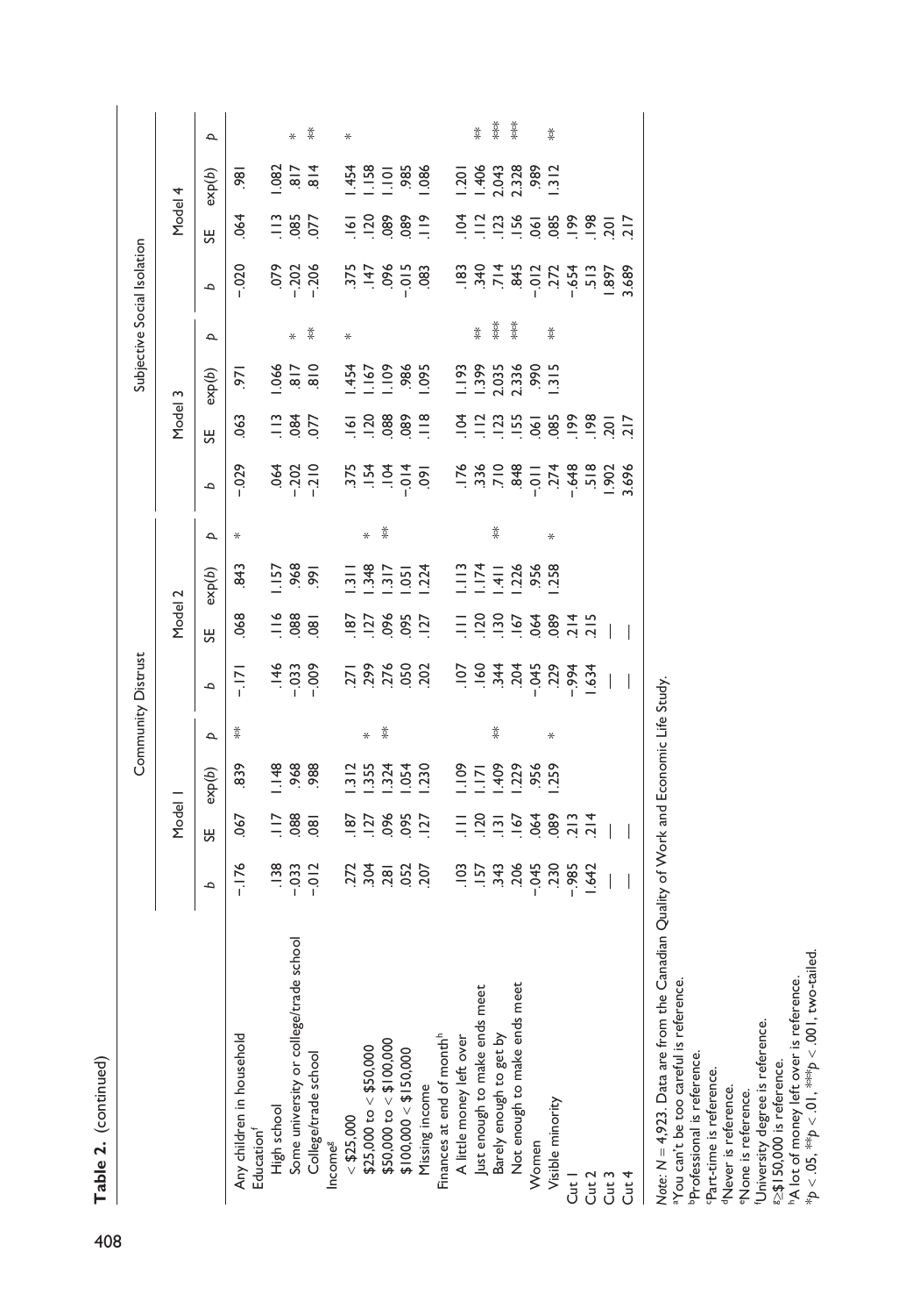**Table 2.** (continued)

| | Community Distrust | | | | | | | | Subjective Social Isolation | | | | | | | |
|---|---|---|---|---|---|---|---|---|---|---|---|---|---|---|---|---|
| | Model 1 | | | | Model 2 | | | | Model 3 | | | | Model 4 | | | |
| | *b* | SE | exp(*b*) | *p* | *b* | SE | exp(*b*) | *p* | *b* | SE | exp(*b*) | *p* | *b* | SE | exp(*b*) | *p* |
| Any children in household | −.176 | .067 | .839 | ** | −.171 | .068 | .843 | * | −.029 | .063 | .971 | | −.020 | .064 | .981 | |
| Education[f] | | | | | | | | | | | | | | | | |
| High school | .138 | .117 | 1.148 | | .146 | .116 | 1.157 | | .064 | .113 | 1.066 | | .079 | .113 | 1.082 | |
| Some university or college/trade school | −.033 | .088 | .968 | | −.033 | .088 | .968 | | −.202 | .084 | .817 | * | −.202 | .085 | .817 | * |
| College/trade school | −.012 | .081 | .988 | | −.009 | .081 | .991 | | −.210 | .077 | .810 | ** | −.206 | .077 | .814 | ** |
| Income[g] | | | | | | | | | | | | | | | | |
| < $25,000 | .272 | .187 | 1.312 | | .271 | .187 | 1.311 | | .375 | .161 | 1.454 | * | .375 | .161 | 1.454 | * |
| $25,000 to < $50,000 | .304 | .127 | 1.355 | * | .299 | .127 | 1.348 | * | .154 | .120 | 1.167 | | .147 | .120 | 1.158 | |
| $50,000 to < $100,000 | .281 | .096 | 1.324 | ** | .276 | .096 | 1.317 | ** | .104 | .088 | 1.109 | | .096 | .089 | 1.101 | |
| $100,000 < $150,000 | .052 | .095 | 1.054 | | .050 | .095 | 1.051 | | −.014 | .089 | .986 | | −.015 | .089 | .985 | |
| Missing income | .207 | .127 | 1.230 | | .202 | .127 | 1.224 | | .091 | .118 | 1.095 | | .083 | .119 | 1.086 | |
| Finances at end of month[h] | | | | | | | | | | | | | | | | |
| A little money left over | .103 | .111 | 1.109 | | .107 | .111 | 1.113 | | .176 | .104 | 1.193 | | .183 | .104 | 1.201 | |
| Just enough to make ends meet | .157 | .120 | 1.171 | | .160 | .120 | 1.174 | | .336 | .112 | 1.399 | ** | .340 | .112 | 1.406 | ** |
| Barely enough to get by | .343 | .131 | 1.409 | ** | .344 | .130 | 1.411 | ** | .710 | .123 | 2.035 | *** | .714 | .123 | 2.043 | *** |
| Not enough to make ends meet | .206 | .167 | 1.229 | | .204 | .167 | 1.226 | | .848 | .155 | 2.336 | *** | .845 | .156 | 2.328 | *** |
| Women | −.045 | .064 | .956 | | −.045 | .064 | .956 | | −.011 | .061 | .990 | | −.012 | .061 | .989 | |
| Visible minority | .230 | .089 | 1.259 | * | .229 | .089 | 1.258 | * | .274 | .085 | 1.315 | ** | .272 | .085 | 1.312 | ** |
| Cut 1 | −.985 | .213 | | | −.994 | .214 | | | −.648 | .199 | | | −.654 | .199 | | |
| Cut 2 | 1.642 | .214 | | | 1.634 | .215 | | | .518 | .198 | | | .513 | .198 | | |
| Cut 3 | — | — | | | — | — | | | 1.902 | .201 | | | 1.897 | .201 | | |
| Cut 4 | — | — | | | — | — | | | 3.696 | .217 | | | 3.689 | .217 | | |

*Note:* $N = 4{,}923$. Data are from the Canadian Quality of Work and Economic Life Study.
[a]You can't be too careful is reference.
[b]Professional is reference.
[c]Part-time is reference.
[d]Never is reference.
[e]None is reference.
[f]University degree is reference.
[g]≥$150,000 is reference.
[h]A lot of money left over is reference.
*$p < .05$, **$p < .01$, ***$p < .001$, two-tailed.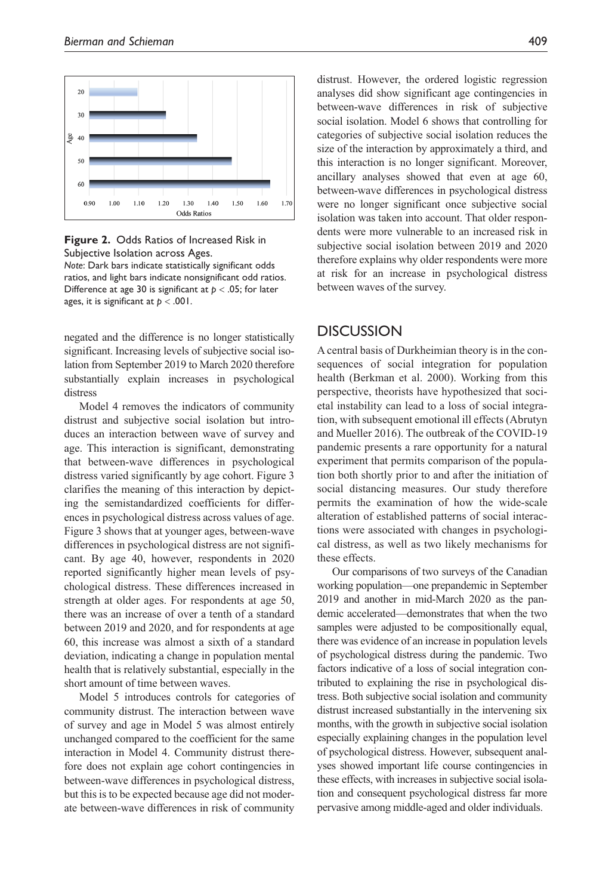**Figure 2.** Odds Ratios of Increased Risk in Subjective Isolation across Ages.

*Note:* Dark bars indicate statistically significant odds ratios, and light bars indicate nonsignificant odd ratios. Difference at age 30 is significant at $p < .05$; for later ages, it is significant at $p < .001$.

negated and the difference is no longer statistically significant. Increasing levels of subjective social isolation from September 2019 to March 2020 therefore substantially explain increases in psychological distress

Model 4 removes the indicators of community distrust and subjective social isolation but introduces an interaction between wave of survey and age. This interaction is significant, demonstrating that between-wave differences in psychological distress varied significantly by age cohort. Figure 3 clarifies the meaning of this interaction by depicting the semistandardized coefficients for differences in psychological distress across values of age. Figure 3 shows that at younger ages, between-wave differences in psychological distress are not significant. By age 40, however, respondents in 2020 reported significantly higher mean levels of psychological distress. These differences increased in strength at older ages. For respondents at age 50, there was an increase of over a tenth of a standard between 2019 and 2020, and for respondents at age 60, this increase was almost a sixth of a standard deviation, indicating a change in population mental health that is relatively substantial, especially in the short amount of time between waves.

Model 5 introduces controls for categories of community distrust. The interaction between wave of survey and age in Model 5 was almost entirely unchanged compared to the coefficient for the same interaction in Model 4. Community distrust therefore does not explain age cohort contingencies in between-wave differences in psychological distress, but this is to be expected because age did not moderate between-wave differences in risk of community distrust. However, the ordered logistic regression analyses did show significant age contingencies in between-wave differences in risk of subjective social isolation. Model 6 shows that controlling for categories of subjective social isolation reduces the size of the interaction by approximately a third, and this interaction is no longer significant. Moreover, ancillary analyses showed that even at age 60, between-wave differences in psychological distress were no longer significant once subjective social isolation was taken into account. That older respondents were more vulnerable to an increased risk in subjective social isolation between 2019 and 2020 therefore explains why older respondents were more at risk for an increase in psychological distress between waves of the survey.

## DISCUSSION

A central basis of Durkheimian theory is in the consequences of social integration for population health (Berkman et al. 2000). Working from this perspective, theorists have hypothesized that societal instability can lead to a loss of social integration, with subsequent emotional ill effects (Abrutyn and Mueller 2016). The outbreak of the COVID-19 pandemic presents a rare opportunity for a natural experiment that permits comparison of the population both shortly prior to and after the initiation of social distancing measures. Our study therefore permits the examination of how the wide-scale alteration of established patterns of social interactions were associated with changes in psychological distress, as well as two likely mechanisms for these effects.

Our comparisons of two surveys of the Canadian working population—one prepandemic in September 2019 and another in mid-March 2020 as the pandemic accelerated—demonstrates that when the two samples were adjusted to be compositionally equal, there was evidence of an increase in population levels of psychological distress during the pandemic. Two factors indicative of a loss of social integration contributed to explaining the rise in psychological distress. Both subjective social isolation and community distrust increased substantially in the intervening six months, with the growth in subjective social isolation especially explaining changes in the population level of psychological distress. However, subsequent analyses showed important life course contingencies in these effects, with increases in subjective social isolation and consequent psychological distress far more pervasive among middle-aged and older individuals.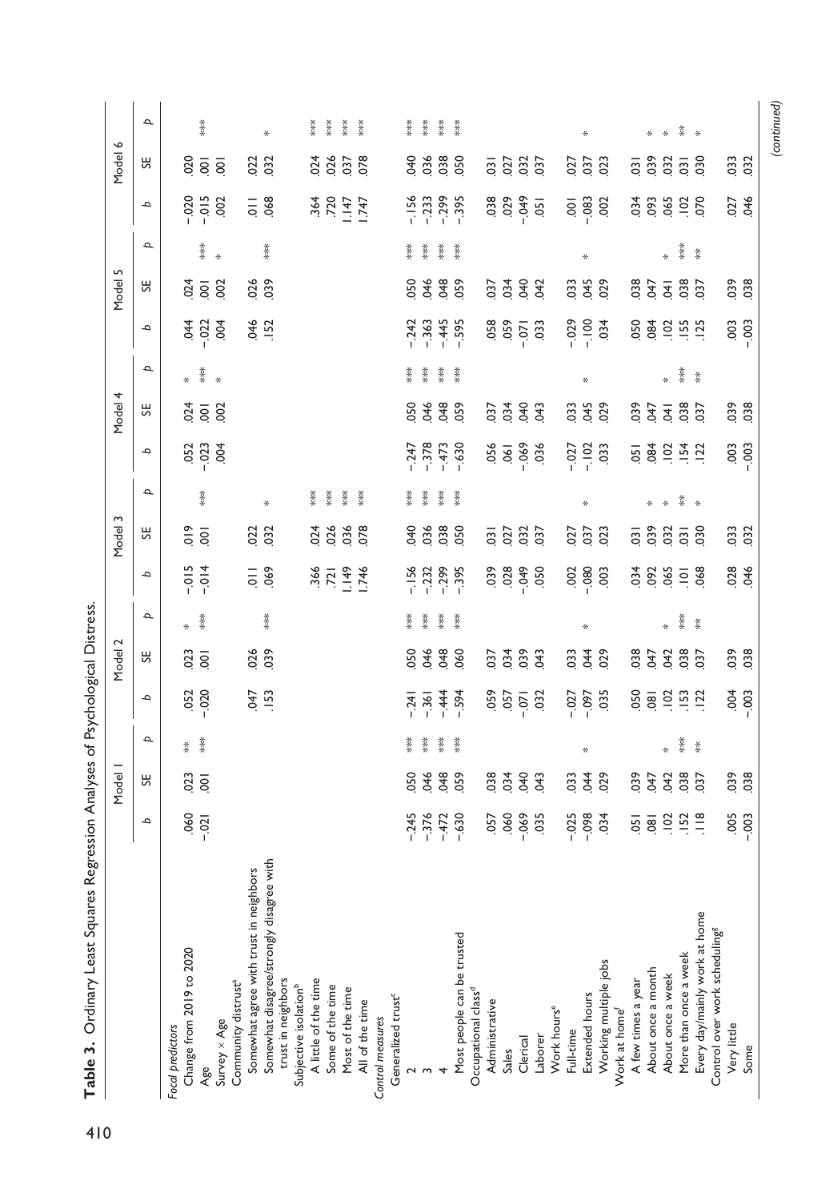**Table 3.** Ordinary Least Squares Regression Analyses of Psychological Distress.

| | Model 1 | | | Model 2 | | | Model 3 | | | Model 4 | | | Model 5 | | | Model 6 | | |
|---|---|---|---|---|---|---|---|---|---|---|---|---|---|---|---|---|---|---|
| | *b* | SE | *p* | *b* | SE | *p* | *b* | SE | *p* | *b* | SE | *p* | *b* | SE | *p* | *b* | SE | *p* |
| *Focal predictors* | | | | | | | | | | | | | | | | | | |
| Change from 2019 to 2020 | .060 | .023 | ** | .052 | .023 | * | -.015 | .019 | | .052 | .024 | * | .044 | .024 | | -.020 | .020 | |
| Age | -.021 | .001 | *** | -.020 | .001 | *** | -.014 | .001 | *** | -.023 | .001 | *** | -.022 | .001 | *** | -.015 | .001 | *** |
| Survey × Age | | | | | | | | | | .004 | .002 | * | .004 | .002 | * | .002 | .001 | |
| Community distrust[a] | | | | | | | | | | | | | | | | | | |
| Somewhat agree with trust in neighbors | | | | .047 | .026 | | .011 | .022 | | | | | .046 | .026 | | .011 | .022 | |
| Somewhat disagree/strongly disagree with trust in neighbors | | | | .153 | .039 | *** | .069 | .032 | * | | | | .152 | .039 | *** | .068 | .032 | * |
| Subjective isolation[b] | | | | | | | | | | | | | | | | | | |
| A little of the time | | | | | | | .366 | .024 | *** | | | | | | | .364 | .024 | *** |
| Some of the time | | | | | | | .721 | .026 | *** | | | | | | | .720 | .026 | *** |
| Most of the time | | | | | | | 1.149 | .036 | *** | | | | | | | 1.147 | .037 | *** |
| All of the time | | | | | | | 1.746 | .078 | *** | | | | | | | 1.747 | .078 | *** |
| *Control measures* | | | | | | | | | | | | | | | | | | |
| Generalized trust[c] | | | | | | | | | | | | | | | | | | |
| 2 | -.245 | .050 | *** | -.241 | .050 | *** | -.156 | .040 | *** | -.247 | .050 | *** | -.242 | .050 | *** | -.156 | .040 | *** |
| 3 | -.376 | .046 | *** | -.361 | .046 | *** | -.232 | .036 | *** | -.378 | .046 | *** | -.363 | .046 | *** | -.233 | .036 | *** |
| 4 | -.472 | .048 | *** | -.444 | .048 | *** | -.299 | .038 | *** | -.473 | .048 | *** | -.445 | .048 | *** | -.299 | .038 | *** |
| Most people can be trusted | -.630 | .059 | *** | -.594 | .060 | *** | -.395 | .050 | *** | -.630 | .059 | *** | -.595 | .059 | *** | -.395 | .050 | *** |
| Occupational class[d] | | | | | | | | | | | | | | | | | | |
| Administrative | .057 | .038 | | .059 | .037 | | .039 | .031 | | .056 | .037 | | .058 | .037 | | .038 | .031 | |
| Sales | .060 | .034 | | .057 | .034 | | .028 | .027 | | .061 | .034 | | .059 | .034 | | .029 | .027 | |
| Clerical | -.069 | .040 | | -.071 | .039 | | -.049 | .032 | | -.069 | .040 | | -.071 | .040 | | -.049 | .032 | |
| Laborer | .035 | .043 | | .032 | .043 | | .050 | .037 | | .036 | .043 | | .033 | .042 | | .051 | .037 | |
| Work hours[e] | | | | | | | | | | | | | | | | | | |
| Full-time | -.025 | .033 | | -.027 | .033 | | .002 | .027 | | -.027 | .033 | | -.029 | .033 | | .001 | .027 | |
| Extended hours | -.098 | .044 | * | -.097 | .044 | * | -.080 | .037 | * | -.102 | .045 | * | -.100 | .045 | * | -.083 | .037 | * |
| Working multiple jobs | .034 | .029 | | .035 | .029 | | .003 | .023 | | .033 | .029 | | .034 | .029 | | .002 | .023 | |
| Work at home[f] | | | | | | | | | | | | | | | | | | |
| A few times a year | .051 | .039 | | .050 | .038 | | .034 | .031 | | .051 | .039 | | .050 | .038 | | .034 | .031 | |
| About once a month | .081 | .047 | | .081 | .047 | | .092 | .039 | * | .084 | .047 | | .084 | .047 | | .093 | .039 | * |
| About once a week | .102 | .042 | * | .102 | .042 | * | .065 | .032 | * | .102 | .041 | * | .102 | .041 | * | .065 | .032 | * |
| More than once a week | .152 | .038 | *** | .153 | .038 | *** | .101 | .031 | ** | .154 | .038 | *** | .155 | .038 | *** | .102 | .031 | ** |
| Every day/mainly work at home | .118 | .037 | ** | .122 | .037 | ** | .068 | .030 | * | .122 | .037 | ** | .125 | .037 | ** | .070 | .030 | * |
| Control over work scheduling[g] | | | | | | | | | | | | | | | | | | |
| Very little | .005 | .039 | | .004 | .039 | | .028 | .033 | | .003 | .039 | | .003 | .039 | | .027 | .033 | |
| Some | -.003 | .038 | | -.003 | .038 | | .046 | .032 | | -.003 | .038 | | -.003 | .038 | | .046 | .032 | |

*(continued)*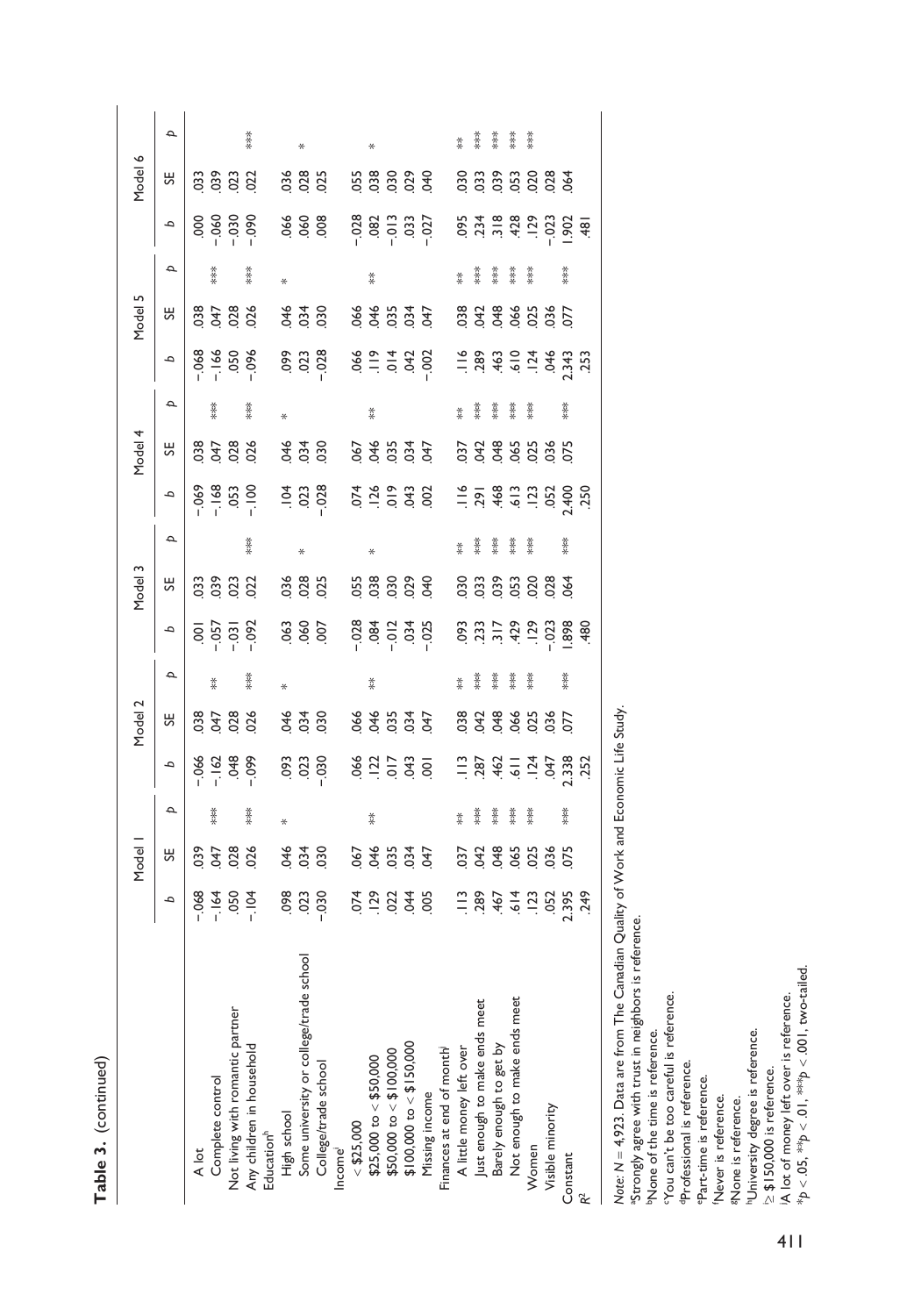**Table 3.** (continued)

| | Model 1 | | | Model 2 | | | Model 3 | | | Model 4 | | | Model 5 | | | Model 6 | | |
|---|---|---|---|---|---|---|---|---|---|---|---|---|---|---|---|---|---|---|
| | *b* | SE | *p* | *b* | SE | *p* | *b* | SE | *p* | *b* | SE | *p* | *b* | SE | *p* | *b* | SE | *p* |
| A lot | −.068 | .039 | | −.066 | .038 | | .001 | .033 | | −.069 | .038 | | −.068 | .038 | | .000 | .033 | |
| Complete control | −.164 | .047 | *** | −.162 | .047 | ** | −.057 | .039 | | −.168 | .047 | *** | −.166 | .047 | *** | −.060 | .039 | |
| Not living with romantic partner | .050 | .028 | | .048 | .028 | | −.031 | .023 | | .053 | .028 | | .050 | .028 | | −.030 | .023 | |
| Any children in household | −.104 | .026 | *** | −.099 | .026 | *** | −.092 | .022 | *** | −.100 | .026 | *** | −.096 | .026 | *** | −.090 | .022 | *** |
| Education[h] | | | | | | | | | | | | | | | | | | |
| High school | .098 | .046 | * | .093 | .046 | * | .063 | .036 | | .104 | .046 | * | .099 | .046 | * | .066 | .036 | |
| Some university or college/trade school | .023 | .034 | | .023 | .034 | | .060 | .028 | * | .023 | .034 | | .023 | .034 | | .060 | .028 | * |
| College/trade school | −.030 | .030 | | −.030 | .030 | | .007 | .025 | | −.028 | .030 | | −.028 | .030 | | .008 | .025 | |
| Income[i] | | | | | | | | | | | | | | | | | | |
| < $25,000 | .074 | .067 | | .066 | .066 | | −.028 | .055 | | .074 | .067 | | .066 | .066 | | −.028 | .055 | |
| $25,000 to < $50,000 | .129 | .046 | ** | .122 | .046 | ** | .084 | .038 | * | .126 | .046 | ** | .119 | .046 | ** | .082 | .038 | * |
| $50,000 to < $100,000 | .022 | .035 | | .017 | .035 | | −.012 | .030 | | .019 | .035 | | .014 | .035 | | −.013 | .030 | |
| $100,000 to < $150,000 | .044 | .034 | | .043 | .034 | | .034 | .029 | | .043 | .034 | | .042 | .034 | | .033 | .029 | |
| Missing income | .005 | .047 | | .001 | .047 | | −.025 | .040 | | .002 | .047 | | −.002 | .047 | | −.027 | .040 | |
| Finances at end of month[j] | | | | | | | | | | | | | | | | | | |
| A little money left over | .113 | .037 | ** | .113 | .038 | ** | .093 | .030 | ** | .116 | .037 | ** | .116 | .038 | ** | .095 | .030 | ** |
| Just enough to make ends meet | .289 | .042 | *** | .287 | .042 | *** | .233 | .033 | *** | .291 | .042 | *** | .289 | .042 | *** | .234 | .033 | *** |
| Barely enough to get by | .467 | .048 | *** | .462 | .048 | *** | .317 | .039 | *** | .468 | .048 | *** | .463 | .048 | *** | .318 | .039 | *** |
| Not enough to make ends meet | .614 | .065 | *** | .611 | .066 | *** | .429 | .053 | *** | .613 | .065 | *** | .610 | .066 | *** | .428 | .053 | *** |
| Women | .123 | .025 | *** | .124 | .025 | *** | .129 | .020 | *** | .123 | .025 | *** | .124 | .025 | *** | .129 | .020 | *** |
| Visible minority | .052 | .036 | | .047 | .036 | | −.023 | .028 | | .052 | .036 | | .046 | .036 | | −.023 | .028 | |
| Constant | 2.395 | .075 | *** | 2.338 | .077 | *** | 1.898 | .064 | *** | 2.400 | .075 | *** | 2.343 | .077 | *** | 1.902 | .064 | |
| $R^2$ | .249 | | | .252 | | | .480 | | | .250 | | | .253 | | | .481 | | |

*Note*: $N = 4,923$. Data are from The Canadian Quality of Work and Economic Life Study.
[a]Strongly agree with trust in neighbors is reference.
[b]None of the time is reference.
[c]You can't be too careful is reference.
[d]Professional is reference.
[e]Part-time is reference.
[f]Never is reference.
[g]None is reference.
[h]University degree is reference.
[i]≥ $150,000 is reference.
[j]A lot of money left over is reference.
*$p < .05$, **$p < .01$, ***$p < .001$, two-tailed.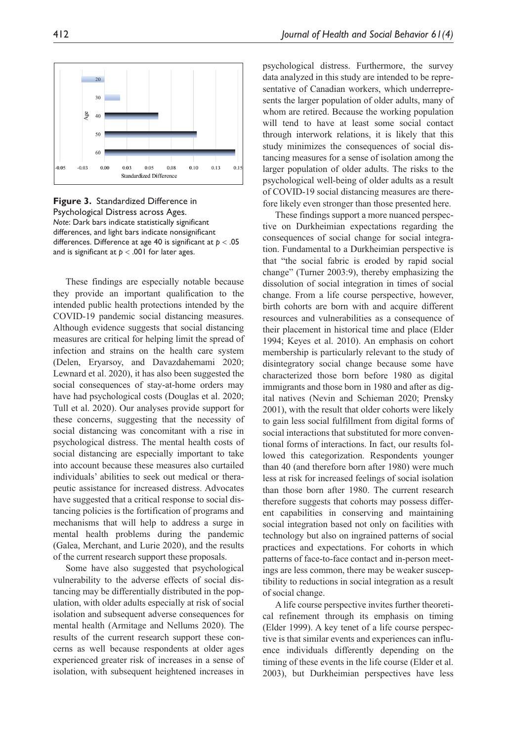**Figure 3.** Standardized Difference in Psychological Distress across Ages.

*Note:* Dark bars indicate statistically significant differences, and light bars indicate nonsignificant differences. Difference at age 40 is significant at $p < .05$ and is significant at $p < .001$ for later ages.

These findings are especially notable because they provide an important qualification to the intended public health protections intended by the COVID-19 pandemic social distancing measures. Although evidence suggests that social distancing measures are critical for helping limit the spread of infection and strains on the health care system (Delen, Eryarsoy, and Davazdahemami 2020; Lewnard et al. 2020), it has also been suggested the social consequences of stay-at-home orders may have had psychological costs (Douglas et al. 2020; Tull et al. 2020). Our analyses provide support for these concerns, suggesting that the necessity of social distancing was concomitant with a rise in psychological distress. The mental health costs of social distancing are especially important to take into account because these measures also curtailed individuals' abilities to seek out medical or therapeutic assistance for increased distress. Advocates have suggested that a critical response to social distancing policies is the fortification of programs and mechanisms that will help to address a surge in mental health problems during the pandemic (Galea, Merchant, and Lurie 2020), and the results of the current research support these proposals.

Some have also suggested that psychological vulnerability to the adverse effects of social distancing may be differentially distributed in the population, with older adults especially at risk of social isolation and subsequent adverse consequences for mental health (Armitage and Nellums 2020). The results of the current research support these concerns as well because respondents at older ages experienced greater risk of increases in a sense of isolation, with subsequent heightened increases in psychological distress. Furthermore, the survey data analyzed in this study are intended to be representative of Canadian workers, which underrepresents the larger population of older adults, many of whom are retired. Because the working population will tend to have at least some social contact through interwork relations, it is likely that this study minimizes the consequences of social distancing measures for a sense of isolation among the larger population of older adults. The risks to the psychological well-being of older adults as a result of COVID-19 social distancing measures are therefore likely even stronger than those presented here.

These findings support a more nuanced perspective on Durkheimian expectations regarding the consequences of social change for social integration. Fundamental to a Durkheimian perspective is that "the social fabric is eroded by rapid social change" (Turner 2003:9), thereby emphasizing the dissolution of social integration in times of social change. From a life course perspective, however, birth cohorts are born with and acquire different resources and vulnerabilities as a consequence of their placement in historical time and place (Elder 1994; Keyes et al. 2010). An emphasis on cohort membership is particularly relevant to the study of disintegratory social change because some have characterized those born before 1980 as digital immigrants and those born in 1980 and after as digital natives (Nevin and Schieman 2020; Prensky 2001), with the result that older cohorts were likely to gain less social fulfillment from digital forms of social interactions that substituted for more conventional forms of interactions. In fact, our results followed this categorization. Respondents younger than 40 (and therefore born after 1980) were much less at risk for increased feelings of social isolation than those born after 1980. The current research therefore suggests that cohorts may possess different capabilities in conserving and maintaining social integration based not only on facilities with technology but also on ingrained patterns of social practices and expectations. For cohorts in which patterns of face-to-face contact and in-person meetings are less common, there may be weaker susceptibility to reductions in social integration as a result of social change.

A life course perspective invites further theoretical refinement through its emphasis on timing (Elder 1999). A key tenet of a life course perspective is that similar events and experiences can influence individuals differently depending on the timing of these events in the life course (Elder et al. 2003), but Durkheimian perspectives have less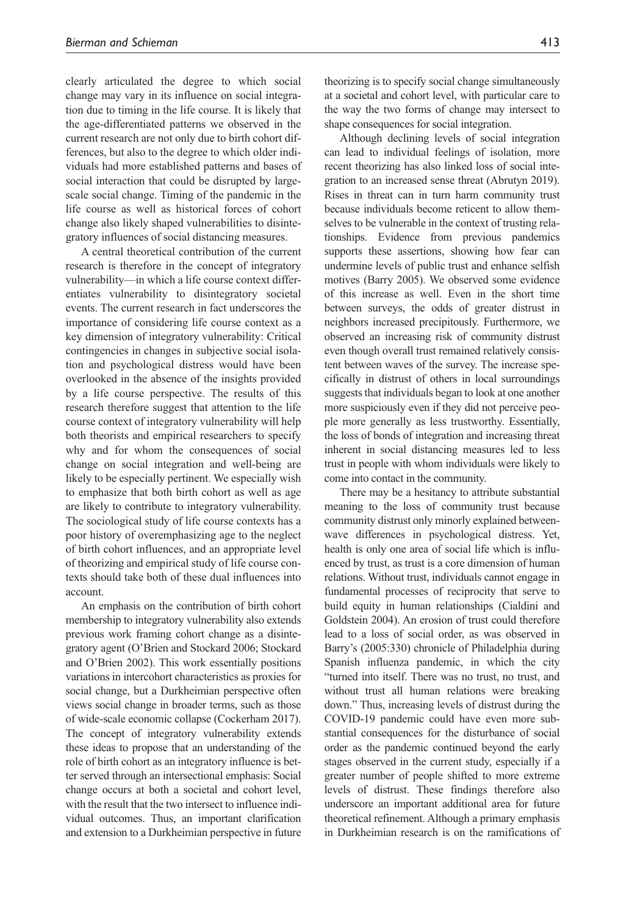clearly articulated the degree to which social change may vary in its influence on social integration due to timing in the life course. It is likely that the age-differentiated patterns we observed in the current research are not only due to birth cohort differences, but also to the degree to which older individuals had more established patterns and bases of social interaction that could be disrupted by large-scale social change. Timing of the pandemic in the life course as well as historical forces of cohort change also likely shaped vulnerabilities to disintegratory influences of social distancing measures.

A central theoretical contribution of the current research is therefore in the concept of integratory vulnerability—in which a life course context differentiates vulnerability to disintegratory societal events. The current research in fact underscores the importance of considering life course context as a key dimension of integratory vulnerability: Critical contingencies in changes in subjective social isolation and psychological distress would have been overlooked in the absence of the insights provided by a life course perspective. The results of this research therefore suggest that attention to the life course context of integratory vulnerability will help both theorists and empirical researchers to specify why and for whom the consequences of social change on social integration and well-being are likely to be especially pertinent. We especially wish to emphasize that both birth cohort as well as age are likely to contribute to integratory vulnerability. The sociological study of life course contexts has a poor history of overemphasizing age to the neglect of birth cohort influences, and an appropriate level of theorizing and empirical study of life course contexts should take both of these dual influences into account.

An emphasis on the contribution of birth cohort membership to integratory vulnerability also extends previous work framing cohort change as a disintegratory agent (O'Brien and Stockard 2006; Stockard and O'Brien 2002). This work essentially positions variations in intercohort characteristics as proxies for social change, but a Durkheimian perspective often views social change in broader terms, such as those of wide-scale economic collapse (Cockerham 2017). The concept of integratory vulnerability extends these ideas to propose that an understanding of the role of birth cohort as an integratory influence is better served through an intersectional emphasis: Social change occurs at both a societal and cohort level, with the result that the two intersect to influence individual outcomes. Thus, an important clarification and extension to a Durkheimian perspective in future theorizing is to specify social change simultaneously at a societal and cohort level, with particular care to the way the two forms of change may intersect to shape consequences for social integration.

Although declining levels of social integration can lead to individual feelings of isolation, more recent theorizing has also linked loss of social integration to an increased sense threat (Abrutyn 2019). Rises in threat can in turn harm community trust because individuals become reticent to allow themselves to be vulnerable in the context of trusting relationships. Evidence from previous pandemics supports these assertions, showing how fear can undermine levels of public trust and enhance selfish motives (Barry 2005). We observed some evidence of this increase as well. Even in the short time between surveys, the odds of greater distrust in neighbors increased precipitously. Furthermore, we observed an increasing risk of community distrust even though overall trust remained relatively consistent between waves of the survey. The increase specifically in distrust of others in local surroundings suggests that individuals began to look at one another more suspiciously even if they did not perceive people more generally as less trustworthy. Essentially, the loss of bonds of integration and increasing threat inherent in social distancing measures led to less trust in people with whom individuals were likely to come into contact in the community.

There may be a hesitancy to attribute substantial meaning to the loss of community trust because community distrust only minorly explained between-wave differences in psychological distress. Yet, health is only one area of social life which is influenced by trust, as trust is a core dimension of human relations. Without trust, individuals cannot engage in fundamental processes of reciprocity that serve to build equity in human relationships (Cialdini and Goldstein 2004). An erosion of trust could therefore lead to a loss of social order, as was observed in Barry's (2005:330) chronicle of Philadelphia during Spanish influenza pandemic, in which the city "turned into itself. There was no trust, no trust, and without trust all human relations were breaking down." Thus, increasing levels of distrust during the COVID-19 pandemic could have even more substantial consequences for the disturbance of social order as the pandemic continued beyond the early stages observed in the current study, especially if a greater number of people shifted to more extreme levels of distrust. These findings therefore also underscore an important additional area for future theoretical refinement. Although a primary emphasis in Durkheimian research is on the ramifications of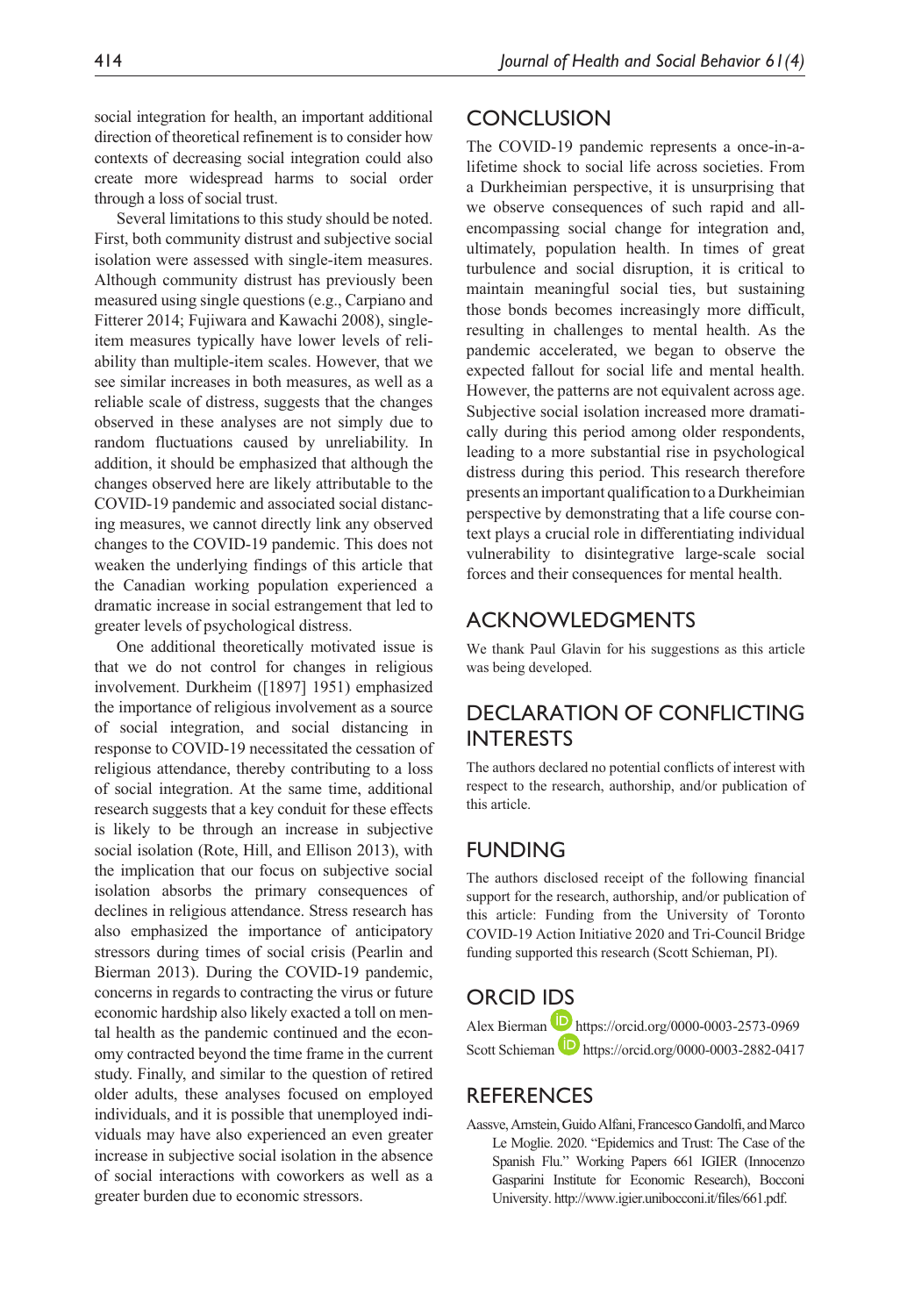social integration for health, an important additional direction of theoretical refinement is to consider how contexts of decreasing social integration could also create more widespread harms to social order through a loss of social trust.

Several limitations to this study should be noted. First, both community distrust and subjective social isolation were assessed with single-item measures. Although community distrust has previously been measured using single questions (e.g., Carpiano and Fitterer 2014; Fujiwara and Kawachi 2008), single-item measures typically have lower levels of reliability than multiple-item scales. However, that we see similar increases in both measures, as well as a reliable scale of distress, suggests that the changes observed in these analyses are not simply due to random fluctuations caused by unreliability. In addition, it should be emphasized that although the changes observed here are likely attributable to the COVID-19 pandemic and associated social distancing measures, we cannot directly link any observed changes to the COVID-19 pandemic. This does not weaken the underlying findings of this article that the Canadian working population experienced a dramatic increase in social estrangement that led to greater levels of psychological distress.

One additional theoretically motivated issue is that we do not control for changes in religious involvement. Durkheim ([1897] 1951) emphasized the importance of religious involvement as a source of social integration, and social distancing in response to COVID-19 necessitated the cessation of religious attendance, thereby contributing to a loss of social integration. At the same time, additional research suggests that a key conduit for these effects is likely to be through an increase in subjective social isolation (Rote, Hill, and Ellison 2013), with the implication that our focus on subjective social isolation absorbs the primary consequences of declines in religious attendance. Stress research has also emphasized the importance of anticipatory stressors during times of social crisis (Pearlin and Bierman 2013). During the COVID-19 pandemic, concerns in regards to contracting the virus or future economic hardship also likely exacted a toll on mental health as the pandemic continued and the economy contracted beyond the time frame in the current study. Finally, and similar to the question of retired older adults, these analyses focused on employed individuals, and it is possible that unemployed individuals may have also experienced an even greater increase in subjective social isolation in the absence of social interactions with coworkers as well as a greater burden due to economic stressors.

## Conclusion

The COVID-19 pandemic represents a once-in-a-lifetime shock to social life across societies. From a Durkheimian perspective, it is unsurprising that we observe consequences of such rapid and all-encompassing social change for integration and, ultimately, population health. In times of great turbulence and social disruption, it is critical to maintain meaningful social ties, but sustaining those bonds becomes increasingly more difficult, resulting in challenges to mental health. As the pandemic accelerated, we began to observe the expected fallout for social life and mental health. However, the patterns are not equivalent across age. Subjective social isolation increased more dramatically during this period among older respondents, leading to a more substantial rise in psychological distress during this period. This research therefore presents an important qualification to a Durkheimian perspective by demonstrating that a life course context plays a crucial role in differentiating individual vulnerability to disintegrative large-scale social forces and their consequences for mental health.

## Acknowledgments

We thank Paul Glavin for his suggestions as this article was being developed.

## Declaration of Conflicting Interests

The authors declared no potential conflicts of interest with respect to the research, authorship, and/or publication of this article.

## Funding

The authors disclosed receipt of the following financial support for the research, authorship, and/or publication of this article: Funding from the University of Toronto COVID-19 Action Initiative 2020 and Tri-Council Bridge funding supported this research (Scott Schieman, PI).

## ORCID iDs

Alex Bierman https://orcid.org/0000-0003-2573-0969

Scott Schieman https://orcid.org/0000-0003-2882-0417

## References

Aassve, Arnstein, Guido Alfani, Francesco Gandolfi, and Marco Le Moglie. 2020. "Epidemics and Trust: The Case of the Spanish Flu." Working Papers 661 IGIER (Innocenzo Gasparini Institute for Economic Research), Bocconi University. http://www.igier.unibocconi.it/files/661.pdf.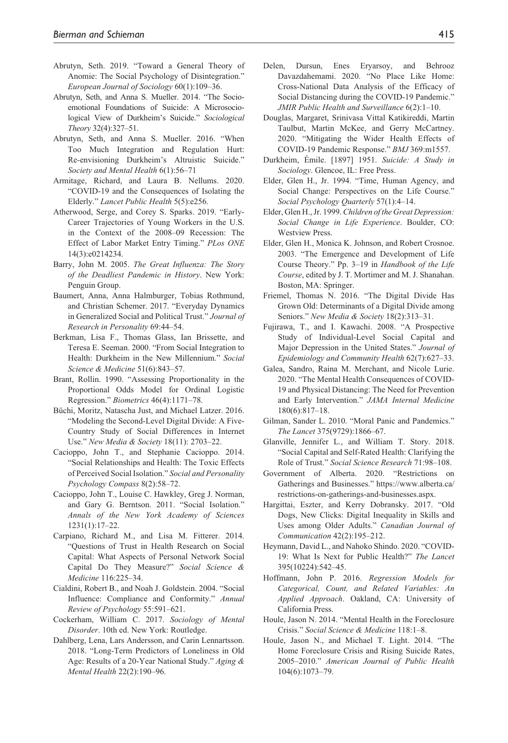Abrutyn, Seth. 2019. "Toward a General Theory of Anomie: The Social Psychology of Disintegration." *European Journal of Sociology* 60(1):109–36.

Abrutyn, Seth, and Anna S. Mueller. 2014. "The Socioemotional Foundations of Suicide: A Microsociological View of Durkheim's Suicide." *Sociological Theory* 32(4):327–51.

Abrutyn, Seth, and Anna S. Mueller. 2016. "When Too Much Integration and Regulation Hurt: Re-envisioning Durkheim's Altruistic Suicide." *Society and Mental Health* 6(1):56–71

Armitage, Richard, and Laura B. Nellums. 2020. "COVID-19 and the Consequences of Isolating the Elderly." *Lancet Public Health* 5(5):e256.

Atherwood, Serge, and Corey S. Sparks. 2019. "Early-Career Trajectories of Young Workers in the U.S. in the Context of the 2008–09 Recession: The Effect of Labor Market Entry Timing." *PLos ONE* 14(3):e0214234.

Barry, John M. 2005. *The Great Influenza: The Story of the Deadliest Pandemic in History*. New York: Penguin Group.

Baumert, Anna, Anna Halmburger, Tobias Rothmund, and Christian Schemer. 2017. "Everyday Dynamics in Generalized Social and Political Trust." *Journal of Research in Personality* 69:44–54.

Berkman, Lisa F., Thomas Glass, Ian Brissette, and Teresa E. Seeman. 2000. "From Social Integration to Health: Durkheim in the New Millennium." *Social Science & Medicine* 51(6):843–57.

Brant, Rollin. 1990. "Assessing Proportionality in the Proportional Odds Model for Ordinal Logistic Regression." *Biometrics* 46(4):1171–78.

Büchi, Moritz, Natascha Just, and Michael Latzer. 2016. "Modeling the Second-Level Digital Divide: A Five-Country Study of Social Differences in Internet Use." *New Media & Society* 18(11): 2703–22.

Cacioppo, John T., and Stephanie Cacioppo. 2014. "Social Relationships and Health: The Toxic Effects of Perceived Social Isolation." *Social and Personality Psychology Compass* 8(2):58–72.

Cacioppo, John T., Louise C. Hawkley, Greg J. Norman, and Gary G. Berntson. 2011. "Social Isolation." *Annals of the New York Academy of Sciences* 1231(1):17–22.

Carpiano, Richard M., and Lisa M. Fitterer. 2014. "Questions of Trust in Health Research on Social Capital: What Aspects of Personal Network Social Capital Do They Measure?" *Social Science & Medicine* 116:225–34.

Cialdini, Robert B., and Noah J. Goldstein. 2004. "Social Influence: Compliance and Conformity." *Annual Review of Psychology* 55:591–621.

Cockerham, William C. 2017. *Sociology of Mental Disorder*. 10th ed. New York: Routledge.

Dahlberg, Lena, Lars Andersson, and Carin Lennartsson. 2018. "Long-Term Predictors of Loneliness in Old Age: Results of a 20-Year National Study." *Aging & Mental Health* 22(2):190–96.

Delen, Dursun, Enes Eryarsoy, and Behrooz Davazdahemami. 2020. "No Place Like Home: Cross-National Data Analysis of the Efficacy of Social Distancing during the COVID-19 Pandemic." *JMIR Public Health and Surveillance* 6(2):1–10.

Douglas, Margaret, Srinivasa Vittal Katikireddi, Martin Taulbut, Martin McKee, and Gerry McCartney. 2020. "Mitigating the Wider Health Effects of COVID-19 Pandemic Response." *BMJ* 369:m1557.

Durkheim, Émile. [1897] 1951. *Suicide: A Study in Sociology*. Glencoe, IL: Free Press.

Elder, Glen H., Jr. 1994. "Time, Human Agency, and Social Change: Perspectives on the Life Course." *Social Psychology Quarterly* 57(1):4–14.

Elder, Glen H., Jr. 1999. *Children of the Great Depression: Social Change in Life Experience*. Boulder, CO: Westview Press.

Elder, Glen H., Monica K. Johnson, and Robert Crosnoe. 2003. "The Emergence and Development of Life Course Theory." Pp. 3–19 in *Handbook of the Life Course*, edited by J. T. Mortimer and M. J. Shanahan. Boston, MA: Springer.

Friemel, Thomas N. 2016. "The Digital Divide Has Grown Old: Determinants of a Digital Divide among Seniors." *New Media & Society* 18(2):313–31.

Fujirawa, T., and I. Kawachi. 2008. "A Prospective Study of Individual-Level Social Capital and Major Depression in the United States." *Journal of Epidemiology and Community Health* 62(7):627–33.

Galea, Sandro, Raina M. Merchant, and Nicole Lurie. 2020. "The Mental Health Consequences of COVID-19 and Physical Distancing: The Need for Prevention and Early Intervention." *JAMA Internal Medicine* 180(6):817–18.

Gilman, Sander L. 2010. "Moral Panic and Pandemics." *The Lancet* 375(9729):1866–67.

Glanville, Jennifer L., and William T. Story. 2018. "Social Capital and Self-Rated Health: Clarifying the Role of Trust." *Social Science Research* 71:98–108.

Government of Alberta. 2020. "Restrictions on Gatherings and Businesses." https://www.alberta.ca/restrictions-on-gatherings-and-businesses.aspx.

Hargittai, Eszter, and Kerry Dobransky. 2017. "Old Dogs, New Clicks: Digital Inequality in Skills and Uses among Older Adults." *Canadian Journal of Communication* 42(2):195–212.

Heymann, David L., and Nahoko Shindo. 2020. "COVID-19: What Is Next for Public Health?" *The Lancet* 395(10224):542–45.

Hoffmann, John P. 2016. *Regression Models for Categorical, Count, and Related Variables: An Applied Approach*. Oakland, CA: University of California Press.

Houle, Jason N. 2014. "Mental Health in the Foreclosure Crisis." *Social Science & Medicine* 118:1–8.

Houle, Jason N., and Michael T. Light. 2014. "The Home Foreclosure Crisis and Rising Suicide Rates, 2005–2010." *American Journal of Public Health* 104(6):1073–79.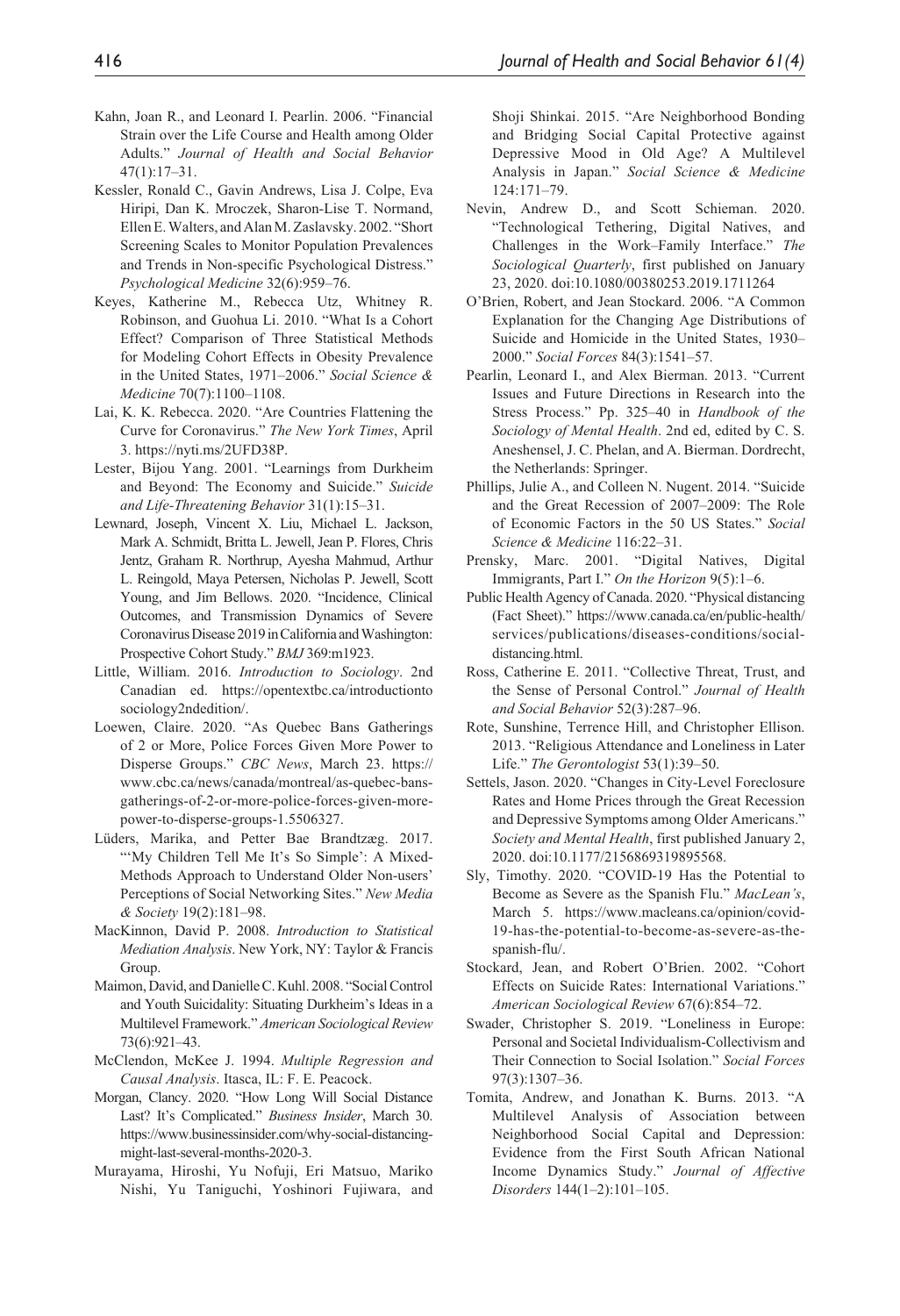Kahn, Joan R., and Leonard I. Pearlin. 2006. "Financial Strain over the Life Course and Health among Older Adults." *Journal of Health and Social Behavior* 47(1):17–31.

Kessler, Ronald C., Gavin Andrews, Lisa J. Colpe, Eva Hiripi, Dan K. Mroczek, Sharon-Lise T. Normand, Ellen E. Walters, and Alan M. Zaslavsky. 2002. "Short Screening Scales to Monitor Population Prevalences and Trends in Non-specific Psychological Distress." *Psychological Medicine* 32(6):959–76.

Keyes, Katherine M., Rebecca Utz, Whitney R. Robinson, and Guohua Li. 2010. "What Is a Cohort Effect? Comparison of Three Statistical Methods for Modeling Cohort Effects in Obesity Prevalence in the United States, 1971–2006." *Social Science & Medicine* 70(7):1100–1108.

Lai, K. K. Rebecca. 2020. "Are Countries Flattening the Curve for Coronavirus." *The New York Times*, April 3. https://nyti.ms/2UFD38P.

Lester, Bijou Yang. 2001. "Learnings from Durkheim and Beyond: The Economy and Suicide." *Suicide and Life-Threatening Behavior* 31(1):15–31.

Lewnard, Joseph, Vincent X. Liu, Michael L. Jackson, Mark A. Schmidt, Britta L. Jewell, Jean P. Flores, Chris Jentz, Graham R. Northrup, Ayesha Mahmud, Arthur L. Reingold, Maya Petersen, Nicholas P. Jewell, Scott Young, and Jim Bellows. 2020. "Incidence, Clinical Outcomes, and Transmission Dynamics of Severe Coronavirus Disease 2019 in California and Washington: Prospective Cohort Study." *BMJ* 369:m1923.

Little, William. 2016. *Introduction to Sociology*. 2nd Canadian ed. https://opentextbc.ca/introductiontosociology2ndedition/.

Loewen, Claire. 2020. "As Quebec Bans Gatherings of 2 or More, Police Forces Given More Power to Disperse Groups." *CBC News*, March 23. https://www.cbc.ca/news/canada/montreal/as-quebec-bans-gatherings-of-2-or-more-police-forces-given-more-power-to-disperse-groups-1.5506327.

Lüders, Marika, and Petter Bae Brandtzæg. 2017. "'My Children Tell Me It's So Simple': A Mixed-Methods Approach to Understand Older Non-users' Perceptions of Social Networking Sites." *New Media & Society* 19(2):181–98.

MacKinnon, David P. 2008. *Introduction to Statistical Mediation Analysis*. New York, NY: Taylor & Francis Group.

Maimon, David, and Danielle C. Kuhl. 2008. "Social Control and Youth Suicidality: Situating Durkheim's Ideas in a Multilevel Framework." *American Sociological Review* 73(6):921–43.

McClendon, McKee J. 1994. *Multiple Regression and Causal Analysis*. Itasca, IL: F. E. Peacock.

Morgan, Clancy. 2020. "How Long Will Social Distance Last? It's Complicated." *Business Insider*, March 30. https://www.businessinsider.com/why-social-distancing-might-last-several-months-2020-3.

Murayama, Hiroshi, Yu Nofuji, Eri Matsuo, Mariko Nishi, Yu Taniguchi, Yoshinori Fujiwara, and Shoji Shinkai. 2015. "Are Neighborhood Bonding and Bridging Social Capital Protective against Depressive Mood in Old Age? A Multilevel Analysis in Japan." *Social Science & Medicine* 124:171–79.

Nevin, Andrew D., and Scott Schieman. 2020. "Technological Tethering, Digital Natives, and Challenges in the Work–Family Interface." *The Sociological Quarterly*, first published on January 23, 2020. doi:10.1080/00380253.2019.1711264

O'Brien, Robert, and Jean Stockard. 2006. "A Common Explanation for the Changing Age Distributions of Suicide and Homicide in the United States, 1930–2000." *Social Forces* 84(3):1541–57.

Pearlin, Leonard I., and Alex Bierman. 2013. "Current Issues and Future Directions in Research into the Stress Process." Pp. 325–40 in *Handbook of the Sociology of Mental Health*. 2nd ed, edited by C. S. Aneshensel, J. C. Phelan, and A. Bierman. Dordrecht, the Netherlands: Springer.

Phillips, Julie A., and Colleen N. Nugent. 2014. "Suicide and the Great Recession of 2007–2009: The Role of Economic Factors in the 50 US States." *Social Science & Medicine* 116:22–31.

Prensky, Marc. 2001. "Digital Natives, Digital Immigrants, Part I." *On the Horizon* 9(5):1–6.

Public Health Agency of Canada. 2020. "Physical distancing (Fact Sheet)." https://www.canada.ca/en/public-health/services/publications/diseases-conditions/social-distancing.html.

Ross, Catherine E. 2011. "Collective Threat, Trust, and the Sense of Personal Control." *Journal of Health and Social Behavior* 52(3):287–96.

Rote, Sunshine, Terrence Hill, and Christopher Ellison. 2013. "Religious Attendance and Loneliness in Later Life." *The Gerontologist* 53(1):39–50.

Settels, Jason. 2020. "Changes in City-Level Foreclosure Rates and Home Prices through the Great Recession and Depressive Symptoms among Older Americans." *Society and Mental Health*, first published January 2, 2020. doi:10.1177/2156869319895568.

Sly, Timothy. 2020. "COVID-19 Has the Potential to Become as Severe as the Spanish Flu." *MacLean's*, March 5. https://www.macleans.ca/opinion/covid-19-has-the-potential-to-become-as-severe-as-the-spanish-flu/.

Stockard, Jean, and Robert O'Brien. 2002. "Cohort Effects on Suicide Rates: International Variations." *American Sociological Review* 67(6):854–72.

Swader, Christopher S. 2019. "Loneliness in Europe: Personal and Societal Individualism-Collectivism and Their Connection to Social Isolation." *Social Forces* 97(3):1307–36.

Tomita, Andrew, and Jonathan K. Burns. 2013. "A Multilevel Analysis of Association between Neighborhood Social Capital and Depression: Evidence from the First South African National Income Dynamics Study." *Journal of Affective Disorders* 144(1–2):101–105.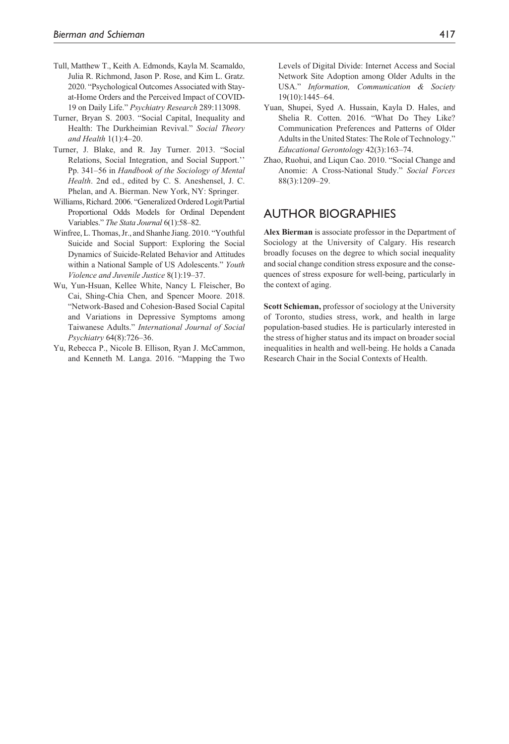Tull, Matthew T., Keith A. Edmonds, Kayla M. Scamaldo, Julia R. Richmond, Jason P. Rose, and Kim L. Gratz. 2020. "Psychological Outcomes Associated with Stay-at-Home Orders and the Perceived Impact of COVID-19 on Daily Life." *Psychiatry Research* 289:113098.

Turner, Bryan S. 2003. "Social Capital, Inequality and Health: The Durkheimian Revival." *Social Theory and Health* 1(1):4–20.

Turner, J. Blake, and R. Jay Turner. 2013. "Social Relations, Social Integration, and Social Support.'' Pp. 341–56 in *Handbook of the Sociology of Mental Health*. 2nd ed., edited by C. S. Aneshensel, J. C. Phelan, and A. Bierman. New York, NY: Springer.

Williams, Richard. 2006. "Generalized Ordered Logit/Partial Proportional Odds Models for Ordinal Dependent Variables." *The Stata Journal* 6(1):58–82.

Winfree, L. Thomas, Jr., and Shanhe Jiang. 2010. "Youthful Suicide and Social Support: Exploring the Social Dynamics of Suicide-Related Behavior and Attitudes within a National Sample of US Adolescents." *Youth Violence and Juvenile Justice* 8(1):19–37.

Wu, Yun-Hsuan, Kellee White, Nancy L Fleischer, Bo Cai, Shing-Chia Chen, and Spencer Moore. 2018. "Network-Based and Cohesion-Based Social Capital and Variations in Depressive Symptoms among Taiwanese Adults." *International Journal of Social Psychiatry* 64(8):726–36.

Yu, Rebecca P., Nicole B. Ellison, Ryan J. McCammon, and Kenneth M. Langa. 2016. "Mapping the Two Levels of Digital Divide: Internet Access and Social Network Site Adoption among Older Adults in the USA." *Information, Communication & Society* 19(10):1445–64.

Yuan, Shupei, Syed A. Hussain, Kayla D. Hales, and Shelia R. Cotten. 2016. "What Do They Like? Communication Preferences and Patterns of Older Adults in the United States: The Role of Technology." *Educational Gerontology* 42(3):163–74.

Zhao, Ruohui, and Liqun Cao. 2010. "Social Change and Anomie: A Cross-National Study." *Social Forces* 88(3):1209–29.

## AUTHOR BIOGRAPHIES

**Alex Bierman** is associate professor in the Department of Sociology at the University of Calgary. His research broadly focuses on the degree to which social inequality and social change condition stress exposure and the consequences of stress exposure for well-being, particularly in the context of aging.

**Scott Schieman,** professor of sociology at the University of Toronto, studies stress, work, and health in large population-based studies. He is particularly interested in the stress of higher status and its impact on broader social inequalities in health and well-being. He holds a Canada Research Chair in the Social Contexts of Health.